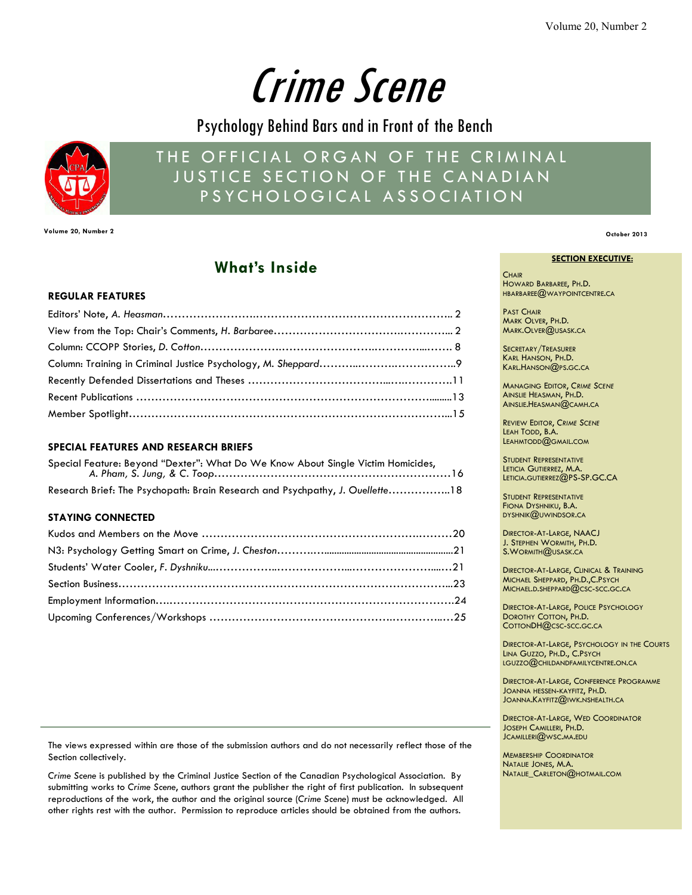# Crime Scene

Psychology Behind Bars and in Front of the Bench

THE OFFICIAL ORGAN OF THE CRIMINAL JUSTICE SECTION OF THE CANADIAN PSYCHOLOGICAL ASSOCIATION

Volume 20, Number 2

October 2013

## What's Inside

### REGULAR FEATURES

Editors' Note, *A. Heasman* .......... 2

View from the Top: Chair's Comments, *H. Barbaree* .......... 2

Column: CCOPP Stories, *D. Cotton* .......... 8

Column: Training in Criminal Justice Psychology, *M. Sheppard* .......... 9

Recently Defended Dissertations and Theses .......... 11

Recent Publications .......... 13

Member Spotlight .......... 15

### SPECIAL FEATURES AND RESEARCH BRIEFS

Special Feature: Beyond "Dexter": What Do We Know About Single Victim Homicides, *A. Pham, S. Jung, & C. Toop* .......... 16

Research Brief: The Psychopath: Brain Research and Psychpathy, *J. Ouellette* .......... 18

### STAYING CONNECTED

Kudos and Members on the Move .......... 20

N3: Psychology Getting Smart on Crime, *J. Cheston* .......... 21

Students' Water Cooler, *F. Dyshniku* .......... 21

Section Business .......... 23

Employment Information .......... 24

Upcoming Conferences/Workshops .......... 25

The views expressed within are those of the submission authors and do not necessarily reflect those of the Section collectively.

*Crime Scene* is published by the Criminal Justice Section of the Canadian Psychological Association. By submitting works to *Crime Scene*, authors grant the publisher the right of first publication. In subsequent reproductions of the work, the author and the original source (*Crime Scene*) must be acknowledged. All other rights rest with the author. Permission to reproduce articles should be obtained from the authors.

**SECTION EXECUTIVE:**

Chair
Howard Barbaree, Ph.D.
hbarbaree@waypointcentre.ca

Past Chair
Mark Olver, Ph.D.
Mark.Olver@usask.ca

Secretary/Treasurer
Karl Hanson, Ph.D.
Karl.Hanson@ps.gc.ca

Managing Editor, *Crime Scene*
Ainslie Heasman, Ph.D.
Ainslie.Heasman@camh.ca

Review Editor, *Crime Scene*
Leah Todd, B.A.
leahmtodd@gmail.com

Student Representative
Leticia Gutierrez, M.A.
Leticia.gutierrez@ps-sp.gc.ca

Student Representative
Fiona Dyshniku, B.A.
dyshnik@uwindsor.ca

Director-At-Large, NAACJ
J. Stephen Wormith, Ph.D.
S.Wormith@usask.ca

Director-At-Large, Clinical & Training
Michael Sheppard, Ph.D.,C.Psych
Michael.D.Sheppard@csc-scc.gc.ca

Director-At-Large, Police Psychology
Dorothy Cotton, Ph.D.
CottonDH@csc-scc.gc.ca

Director-At-Large, Psychology in the Courts
Lina Guzzo, Ph.D., C.Psych
lguzzo@childandfamilycentre.on.ca

Director-At-Large, Conference Programme
Joanna hessen-kayfitz, Ph.D.
Joanna.Kayfitz@iwk.nshealth.ca

Director-At-Large, Wed Coordinator
Joseph Camilleri, Ph.D.
JCamilleri@wsc.ma.edu

Membership Coordinator
Natalie Jones, M.A.
Natalie_Carleton@hotmail.com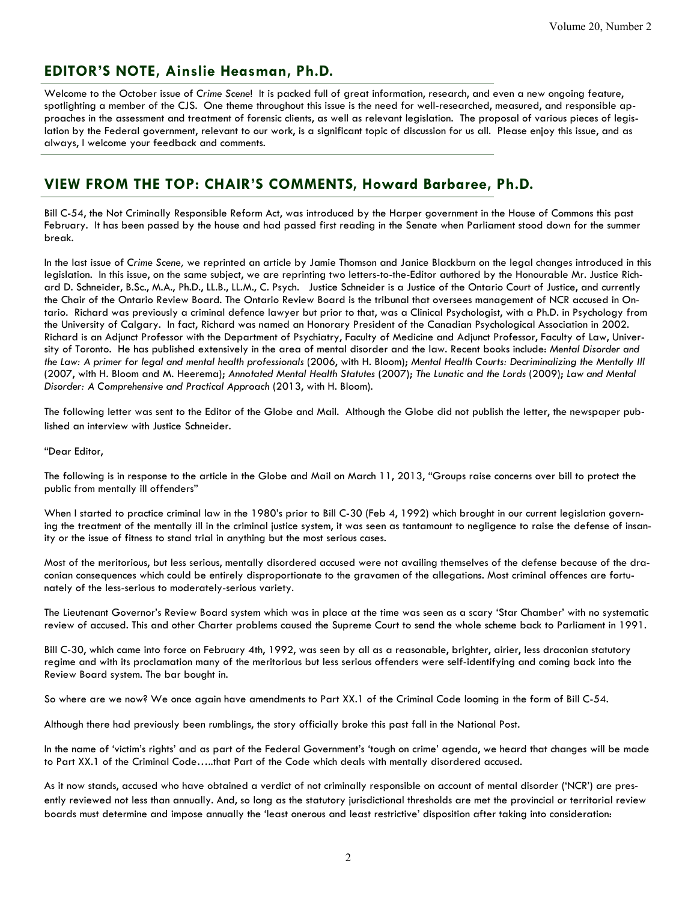## EDITOR'S NOTE, Ainslie Heasman, Ph.D.

Welcome to the October issue of *Crime Scene*! It is packed full of great information, research, and even a new ongoing feature, spotlighting a member of the CJS. One theme throughout this issue is the need for well-researched, measured, and responsible approaches in the assessment and treatment of forensic clients, as well as relevant legislation. The proposal of various pieces of legislation by the Federal government, relevant to our work, is a significant topic of discussion for us all. Please enjoy this issue, and as always, I welcome your feedback and comments.

## VIEW FROM THE TOP: CHAIR'S COMMENTS, Howard Barbaree, Ph.D.

Bill C-54, the Not Criminally Responsible Reform Act, was introduced by the Harper government in the House of Commons this past February. It has been passed by the house and had passed first reading in the Senate when Parliament stood down for the summer break.

In the last issue of *Crime Scene,* we reprinted an article by Jamie Thomson and Janice Blackburn on the legal changes introduced in this legislation. In this issue, on the same subject, we are reprinting two letters-to-the-Editor authored by the Honourable Mr. Justice Richard D. Schneider, B.Sc., M.A., Ph.D., LL.B., LL.M., C. Psych. Justice Schneider is a Justice of the Ontario Court of Justice, and currently the Chair of the Ontario Review Board. The Ontario Review Board is the tribunal that oversees management of NCR accused in Ontario. Richard was previously a criminal defence lawyer but prior to that, was a Clinical Psychologist, with a Ph.D. in Psychology from the University of Calgary. In fact, Richard was named an Honorary President of the Canadian Psychological Association in 2002. Richard is an Adjunct Professor with the Department of Psychiatry, Faculty of Medicine and Adjunct Professor, Faculty of Law, University of Toronto. He has published extensively in the area of mental disorder and the law. Recent books include: *Mental Disorder and the Law: A primer for legal and mental health professionals* (2006, with H. Bloom); *Mental Health Courts: Decriminalizing the Mentally Ill* (2007, with H. Bloom and M. Heerema); *Annotated Mental Health Statutes* (2007); *The Lunatic and the Lords* (2009); *Law and Mental Disorder: A Comprehensive and Practical Approach* (2013, with H. Bloom).

The following letter was sent to the Editor of the Globe and Mail. Although the Globe did not publish the letter, the newspaper published an interview with Justice Schneider.

"Dear Editor,

The following is in response to the article in the Globe and Mail on March 11, 2013, "Groups raise concerns over bill to protect the public from mentally ill offenders"

When I started to practice criminal law in the 1980's prior to Bill C-30 (Feb 4, 1992) which brought in our current legislation governing the treatment of the mentally ill in the criminal justice system, it was seen as tantamount to negligence to raise the defense of insanity or the issue of fitness to stand trial in anything but the most serious cases.

Most of the meritorious, but less serious, mentally disordered accused were not availing themselves of the defense because of the draconian consequences which could be entirely disproportionate to the gravamen of the allegations. Most criminal offences are fortunately of the less-serious to moderately-serious variety.

The Lieutenant Governor's Review Board system which was in place at the time was seen as a scary 'Star Chamber' with no systematic review of accused. This and other Charter problems caused the Supreme Court to send the whole scheme back to Parliament in 1991.

Bill C-30, which came into force on February 4th, 1992, was seen by all as a reasonable, brighter, airier, less draconian statutory regime and with its proclamation many of the meritorious but less serious offenders were self-identifying and coming back into the Review Board system. The bar bought in.

So where are we now? We once again have amendments to Part XX.1 of the Criminal Code looming in the form of Bill C-54.

Although there had previously been rumblings, the story officially broke this past fall in the National Post.

In the name of 'victim's rights' and as part of the Federal Government's 'tough on crime' agenda, we heard that changes will be made to Part XX.1 of the Criminal Code…..that Part of the Code which deals with mentally disordered accused.

As it now stands, accused who have obtained a verdict of not criminally responsible on account of mental disorder ('NCR') are presently reviewed not less than annually. And, so long as the statutory jurisdictional thresholds are met the provincial or territorial review boards must determine and impose annually the 'least onerous and least restrictive' disposition after taking into consideration: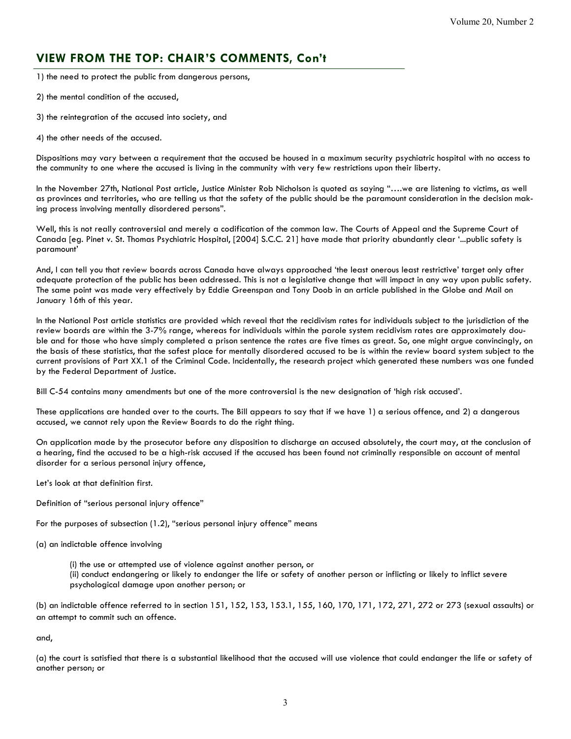## VIEW FROM THE TOP: CHAIR'S COMMENTS, Con't

1) the need to protect the public from dangerous persons,

2) the mental condition of the accused,

3) the reintegration of the accused into society, and

4) the other needs of the accused.

Dispositions may vary between a requirement that the accused be housed in a maximum security psychiatric hospital with no access to the community to one where the accused is living in the community with very few restrictions upon their liberty.

In the November 27th, National Post article, Justice Minister Rob Nicholson is quoted as saying "….we are listening to victims, as well as provinces and territories, who are telling us that the safety of the public should be the paramount consideration in the decision making process involving mentally disordered persons".

Well, this is not really controversial and merely a codification of the common law. The Courts of Appeal and the Supreme Court of Canada [eg. Pinet v. St. Thomas Psychiatric Hospital, [2004] S.C.C. 21] have made that priority abundantly clear '...public safety is paramount'

And, I can tell you that review boards across Canada have always approached 'the least onerous least restrictive' target only after adequate protection of the public has been addressed. This is not a legislative change that will impact in any way upon public safety. The same point was made very effectively by Eddie Greenspan and Tony Doob in an article published in the Globe and Mail on January 16th of this year.

In the National Post article statistics are provided which reveal that the recidivism rates for individuals subject to the jurisdiction of the review boards are within the 3-7% range, whereas for individuals within the parole system recidivism rates are approximately double and for those who have simply completed a prison sentence the rates are five times as great. So, one might argue convincingly, on the basis of these statistics, that the safest place for mentally disordered accused to be is within the review board system subject to the current provisions of Part XX.1 of the Criminal Code. Incidentally, the research project which generated these numbers was one funded by the Federal Department of Justice.

Bill C-54 contains many amendments but one of the more controversial is the new designation of 'high risk accused'.

These applications are handed over to the courts. The Bill appears to say that if we have 1) a serious offence, and 2) a dangerous accused, we cannot rely upon the Review Boards to do the right thing.

On application made by the prosecutor before any disposition to discharge an accused absolutely, the court may, at the conclusion of a hearing, find the accused to be a high-risk accused if the accused has been found not criminally responsible on account of mental disorder for a serious personal injury offence,

Let's look at that definition first.

Definition of "serious personal injury offence"

For the purposes of subsection (1.2), "serious personal injury offence" means

(a) an indictable offence involving

> (i) the use or attempted use of violence against another person, or
> (ii) conduct endangering or likely to endanger the life or safety of another person or inflicting or likely to inflict severe psychological damage upon another person; or

(b) an indictable offence referred to in section 151, 152, 153, 153.1, 155, 160, 170, 171, 172, 271, 272 or 273 (sexual assaults) or an attempt to commit such an offence.

and,

(a) the court is satisfied that there is a substantial likelihood that the accused will use violence that could endanger the life or safety of another person; or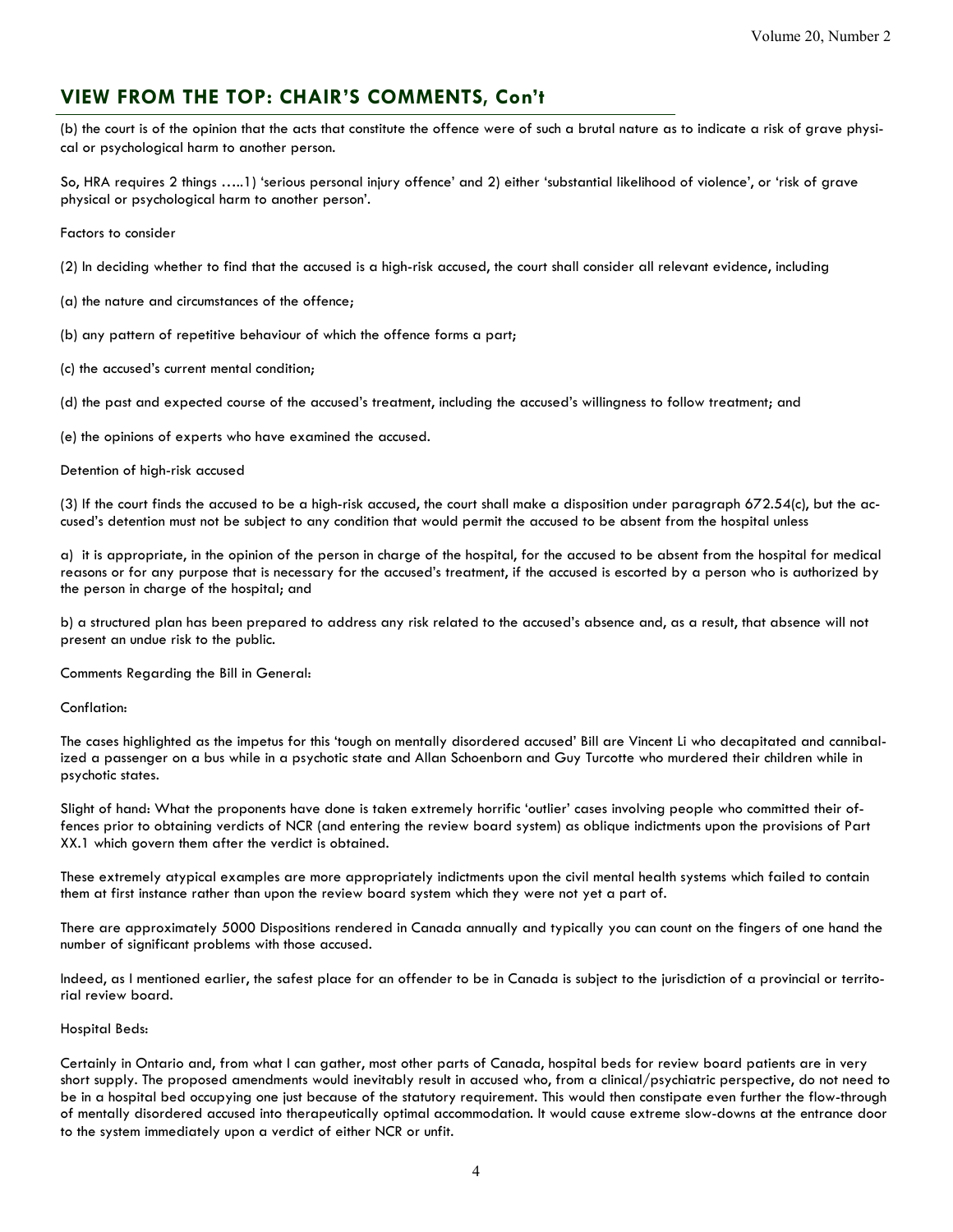## VIEW FROM THE TOP: CHAIR'S COMMENTS, Con't

(b) the court is of the opinion that the acts that constitute the offence were of such a brutal nature as to indicate a risk of grave physical or psychological harm to another person.

So, HRA requires 2 things …..1) 'serious personal injury offence' and 2) either 'substantial likelihood of violence', or 'risk of grave physical or psychological harm to another person'.

Factors to consider

(2) In deciding whether to find that the accused is a high-risk accused, the court shall consider all relevant evidence, including

(a) the nature and circumstances of the offence;

(b) any pattern of repetitive behaviour of which the offence forms a part;

(c) the accused's current mental condition;

(d) the past and expected course of the accused's treatment, including the accused's willingness to follow treatment; and

(e) the opinions of experts who have examined the accused.

Detention of high-risk accused

(3) If the court finds the accused to be a high-risk accused, the court shall make a disposition under paragraph 672.54(c), but the accused's detention must not be subject to any condition that would permit the accused to be absent from the hospital unless

a) it is appropriate, in the opinion of the person in charge of the hospital, for the accused to be absent from the hospital for medical reasons or for any purpose that is necessary for the accused's treatment, if the accused is escorted by a person who is authorized by the person in charge of the hospital; and

b) a structured plan has been prepared to address any risk related to the accused's absence and, as a result, that absence will not present an undue risk to the public.

Comments Regarding the Bill in General:

Conflation:

The cases highlighted as the impetus for this 'tough on mentally disordered accused' Bill are Vincent Li who decapitated and cannibalized a passenger on a bus while in a psychotic state and Allan Schoenborn and Guy Turcotte who murdered their children while in psychotic states.

Slight of hand: What the proponents have done is taken extremely horrific 'outlier' cases involving people who committed their offences prior to obtaining verdicts of NCR (and entering the review board system) as oblique indictments upon the provisions of Part XX.1 which govern them after the verdict is obtained.

These extremely atypical examples are more appropriately indictments upon the civil mental health systems which failed to contain them at first instance rather than upon the review board system which they were not yet a part of.

There are approximately 5000 Dispositions rendered in Canada annually and typically you can count on the fingers of one hand the number of significant problems with those accused.

Indeed, as I mentioned earlier, the safest place for an offender to be in Canada is subject to the jurisdiction of a provincial or territorial review board.

Hospital Beds:

Certainly in Ontario and, from what I can gather, most other parts of Canada, hospital beds for review board patients are in very short supply. The proposed amendments would inevitably result in accused who, from a clinical/psychiatric perspective, do not need to be in a hospital bed occupying one just because of the statutory requirement. This would then constipate even further the flow-through of mentally disordered accused into therapeutically optimal accommodation. It would cause extreme slow-downs at the entrance door to the system immediately upon a verdict of either NCR or unfit.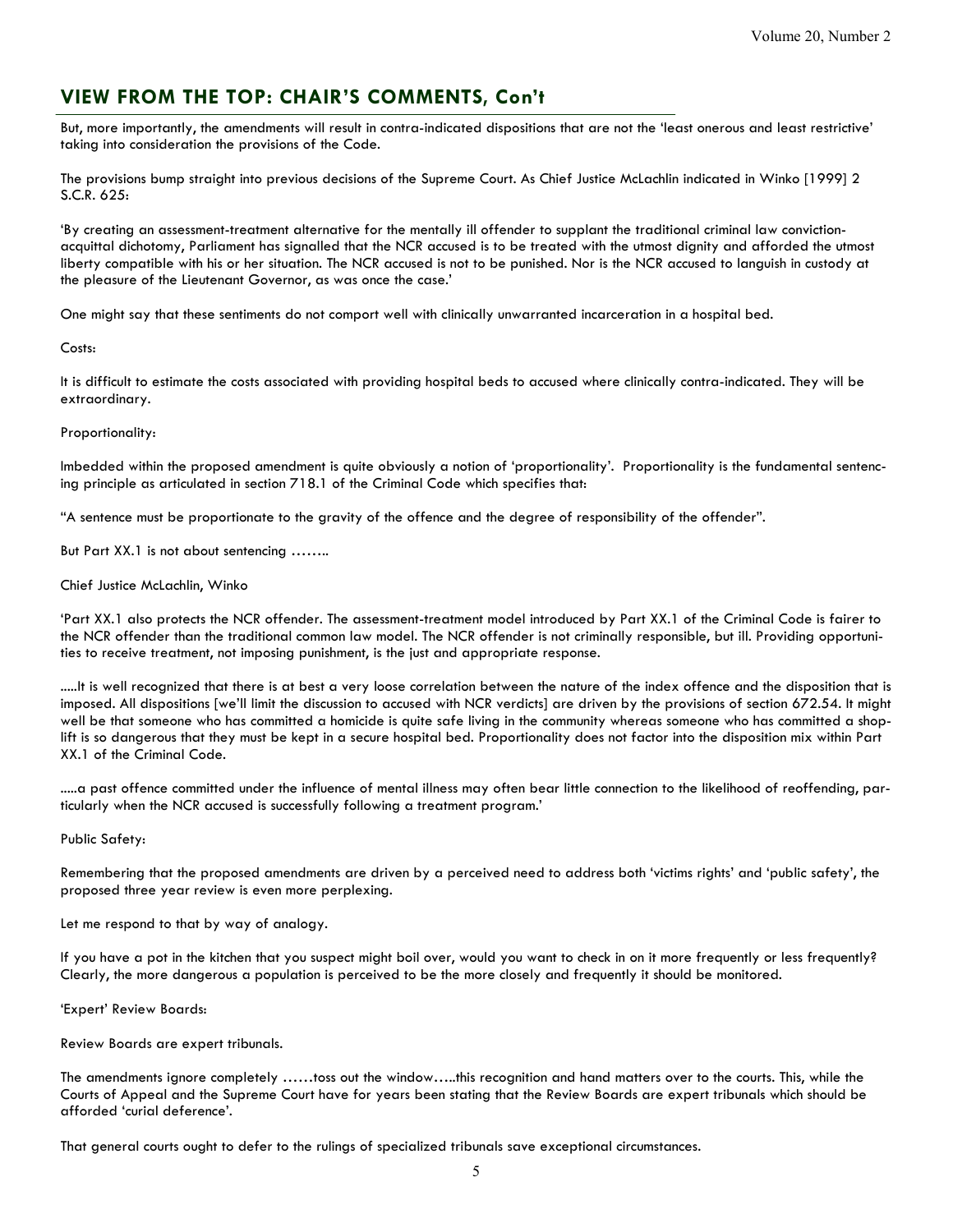## VIEW FROM THE TOP: CHAIR'S COMMENTS, Con't

But, more importantly, the amendments will result in contra-indicated dispositions that are not the 'least onerous and least restrictive' taking into consideration the provisions of the Code.

The provisions bump straight into previous decisions of the Supreme Court. As Chief Justice McLachlin indicated in Winko [1999] 2 S.C.R. 625:

'By creating an assessment-treatment alternative for the mentally ill offender to supplant the traditional criminal law conviction-acquittal dichotomy, Parliament has signalled that the NCR accused is to be treated with the utmost dignity and afforded the utmost liberty compatible with his or her situation. The NCR accused is not to be punished. Nor is the NCR accused to languish in custody at the pleasure of the Lieutenant Governor, as was once the case.'

One might say that these sentiments do not comport well with clinically unwarranted incarceration in a hospital bed.

Costs:

It is difficult to estimate the costs associated with providing hospital beds to accused where clinically contra-indicated. They will be extraordinary.

Proportionality:

Imbedded within the proposed amendment is quite obviously a notion of 'proportionality'. Proportionality is the fundamental sentencing principle as articulated in section 718.1 of the Criminal Code which specifies that:

"A sentence must be proportionate to the gravity of the offence and the degree of responsibility of the offender".

But Part XX.1 is not about sentencing ……..

Chief Justice McLachlin, Winko

'Part XX.1 also protects the NCR offender. The assessment-treatment model introduced by Part XX.1 of the Criminal Code is fairer to the NCR offender than the traditional common law model. The NCR offender is not criminally responsible, but ill. Providing opportunities to receive treatment, not imposing punishment, is the just and appropriate response.

.....It is well recognized that there is at best a very loose correlation between the nature of the index offence and the disposition that is imposed. All dispositions [we'll limit the discussion to accused with NCR verdicts] are driven by the provisions of section 672.54. It might well be that someone who has committed a homicide is quite safe living in the community whereas someone who has committed a shoplift is so dangerous that they must be kept in a secure hospital bed. Proportionality does not factor into the disposition mix within Part XX.1 of the Criminal Code.

.....a past offence committed under the influence of mental illness may often bear little connection to the likelihood of reoffending, particularly when the NCR accused is successfully following a treatment program.'

Public Safety:

Remembering that the proposed amendments are driven by a perceived need to address both 'victims rights' and 'public safety', the proposed three year review is even more perplexing.

Let me respond to that by way of analogy.

If you have a pot in the kitchen that you suspect might boil over, would you want to check in on it more frequently or less frequently? Clearly, the more dangerous a population is perceived to be the more closely and frequently it should be monitored.

'Expert' Review Boards:

Review Boards are expert tribunals.

The amendments ignore completely ……toss out the window…..this recognition and hand matters over to the courts. This, while the Courts of Appeal and the Supreme Court have for years been stating that the Review Boards are expert tribunals which should be afforded 'curial deference'.

That general courts ought to defer to the rulings of specialized tribunals save exceptional circumstances.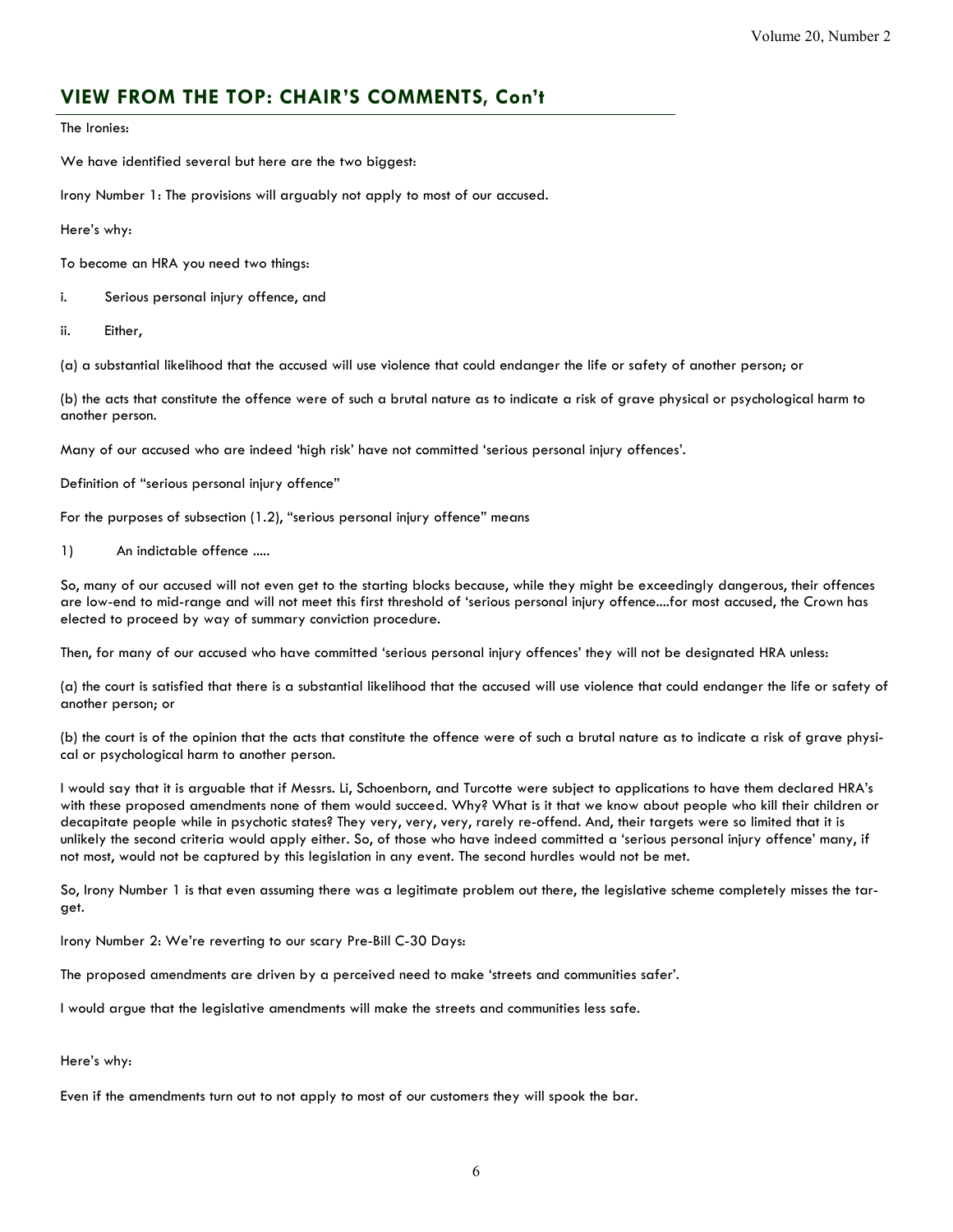## VIEW FROM THE TOP: CHAIR'S COMMENTS, Con't

The Ironies:

We have identified several but here are the two biggest:

Irony Number 1: The provisions will arguably not apply to most of our accused.

Here's why:

To become an HRA you need two things:

i. Serious personal injury offence, and

ii. Either,

(a) a substantial likelihood that the accused will use violence that could endanger the life or safety of another person; or

(b) the acts that constitute the offence were of such a brutal nature as to indicate a risk of grave physical or psychological harm to another person.

Many of our accused who are indeed 'high risk' have not committed 'serious personal injury offences'.

Definition of "serious personal injury offence"

For the purposes of subsection (1.2), "serious personal injury offence" means

1) An indictable offence .....

So, many of our accused will not even get to the starting blocks because, while they might be exceedingly dangerous, their offences are low-end to mid-range and will not meet this first threshold of 'serious personal injury offence....for most accused, the Crown has elected to proceed by way of summary conviction procedure.

Then, for many of our accused who have committed 'serious personal injury offences' they will not be designated HRA unless:

(a) the court is satisfied that there is a substantial likelihood that the accused will use violence that could endanger the life or safety of another person; or

(b) the court is of the opinion that the acts that constitute the offence were of such a brutal nature as to indicate a risk of grave physical or psychological harm to another person.

I would say that it is arguable that if Messrs. Li, Schoenborn, and Turcotte were subject to applications to have them declared HRA's with these proposed amendments none of them would succeed. Why? What is it that we know about people who kill their children or decapitate people while in psychotic states? They very, very, very, rarely re-offend. And, their targets were so limited that it is unlikely the second criteria would apply either. So, of those who have indeed committed a 'serious personal injury offence' many, if not most, would not be captured by this legislation in any event. The second hurdles would not be met.

So, Irony Number 1 is that even assuming there was a legitimate problem out there, the legislative scheme completely misses the target.

Irony Number 2: We're reverting to our scary Pre-Bill C-30 Days:

The proposed amendments are driven by a perceived need to make 'streets and communities safer'.

I would argue that the legislative amendments will make the streets and communities less safe.

Here's why:

Even if the amendments turn out to not apply to most of our customers they will spook the bar.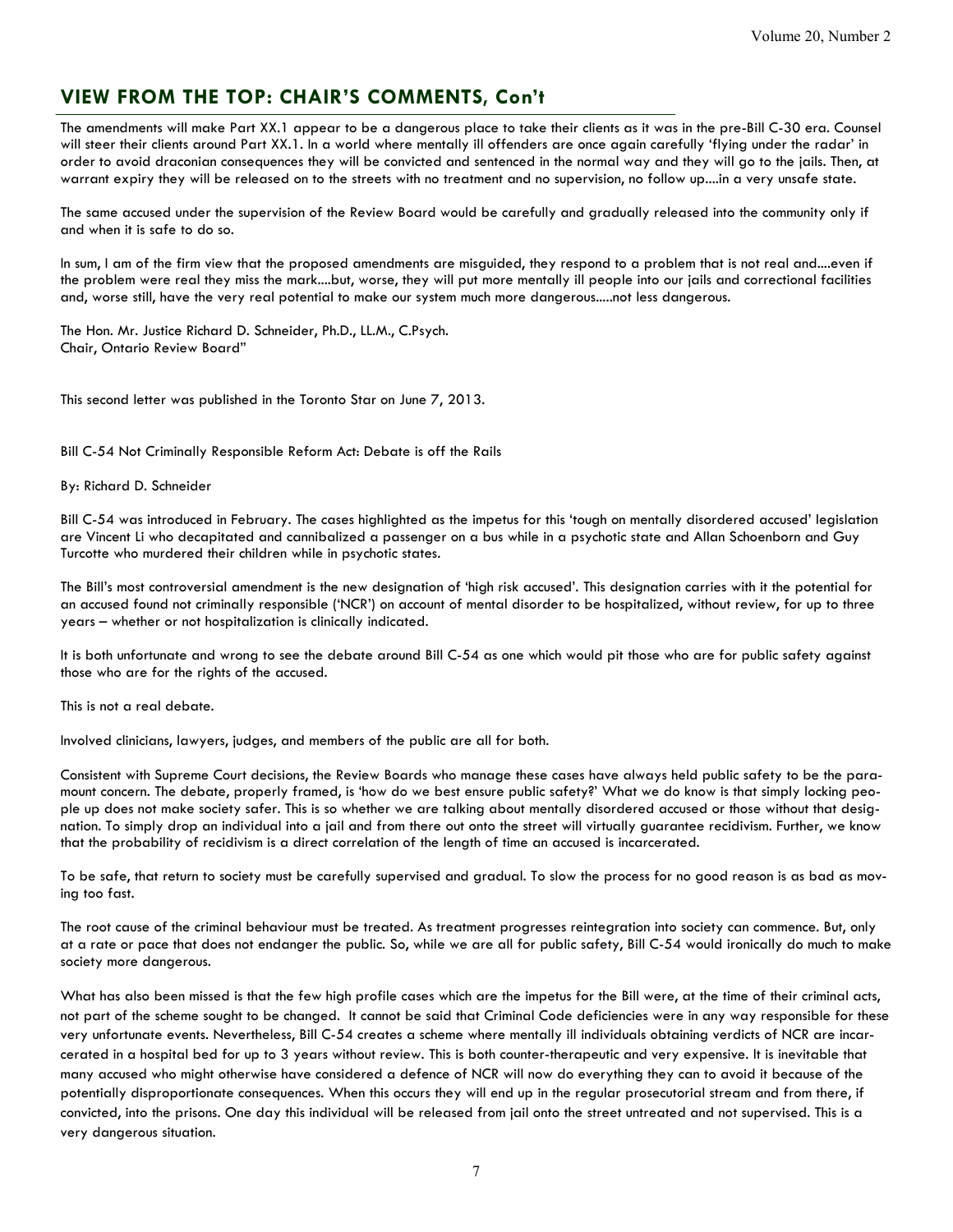## VIEW FROM THE TOP: CHAIR'S COMMENTS, Con't

The amendments will make Part XX.1 appear to be a dangerous place to take their clients as it was in the pre-Bill C-30 era. Counsel will steer their clients around Part XX.1. In a world where mentally ill offenders are once again carefully 'flying under the radar' in order to avoid draconian consequences they will be convicted and sentenced in the normal way and they will go to the jails. Then, at warrant expiry they will be released on to the streets with no treatment and no supervision, no follow up....in a very unsafe state.

The same accused under the supervision of the Review Board would be carefully and gradually released into the community only if and when it is safe to do so.

In sum, I am of the firm view that the proposed amendments are misguided, they respond to a problem that is not real and....even if the problem were real they miss the mark....but, worse, they will put more mentally ill people into our jails and correctional facilities and, worse still, have the very real potential to make our system much more dangerous.....not less dangerous.

The Hon. Mr. Justice Richard D. Schneider, Ph.D., LL.M., C.Psych.
Chair, Ontario Review Board"

This second letter was published in the Toronto Star on June 7, 2013.

Bill C-54 Not Criminally Responsible Reform Act: Debate is off the Rails

By: Richard D. Schneider

Bill C-54 was introduced in February. The cases highlighted as the impetus for this 'tough on mentally disordered accused' legislation are Vincent Li who decapitated and cannibalized a passenger on a bus while in a psychotic state and Allan Schoenborn and Guy Turcotte who murdered their children while in psychotic states.

The Bill's most controversial amendment is the new designation of 'high risk accused'. This designation carries with it the potential for an accused found not criminally responsible ('NCR') on account of mental disorder to be hospitalized, without review, for up to three years – whether or not hospitalization is clinically indicated.

It is both unfortunate and wrong to see the debate around Bill C-54 as one which would pit those who are for public safety against those who are for the rights of the accused.

This is not a real debate.

Involved clinicians, lawyers, judges, and members of the public are all for both.

Consistent with Supreme Court decisions, the Review Boards who manage these cases have always held public safety to be the paramount concern. The debate, properly framed, is 'how do we best ensure public safety?' What we do know is that simply locking people up does not make society safer. This is so whether we are talking about mentally disordered accused or those without that designation. To simply drop an individual into a jail and from there out onto the street will virtually guarantee recidivism. Further, we know that the probability of recidivism is a direct correlation of the length of time an accused is incarcerated.

To be safe, that return to society must be carefully supervised and gradual. To slow the process for no good reason is as bad as moving too fast.

The root cause of the criminal behaviour must be treated. As treatment progresses reintegration into society can commence. But, only at a rate or pace that does not endanger the public. So, while we are all for public safety, Bill C-54 would ironically do much to make society more dangerous.

What has also been missed is that the few high profile cases which are the impetus for the Bill were, at the time of their criminal acts, not part of the scheme sought to be changed. It cannot be said that Criminal Code deficiencies were in any way responsible for these very unfortunate events. Nevertheless, Bill C-54 creates a scheme where mentally ill individuals obtaining verdicts of NCR are incarcerated in a hospital bed for up to 3 years without review. This is both counter-therapeutic and very expensive. It is inevitable that many accused who might otherwise have considered a defence of NCR will now do everything they can to avoid it because of the potentially disproportionate consequences. When this occurs they will end up in the regular prosecutorial stream and from there, if convicted, into the prisons. One day this individual will be released from jail onto the street untreated and not supervised. This is a very dangerous situation.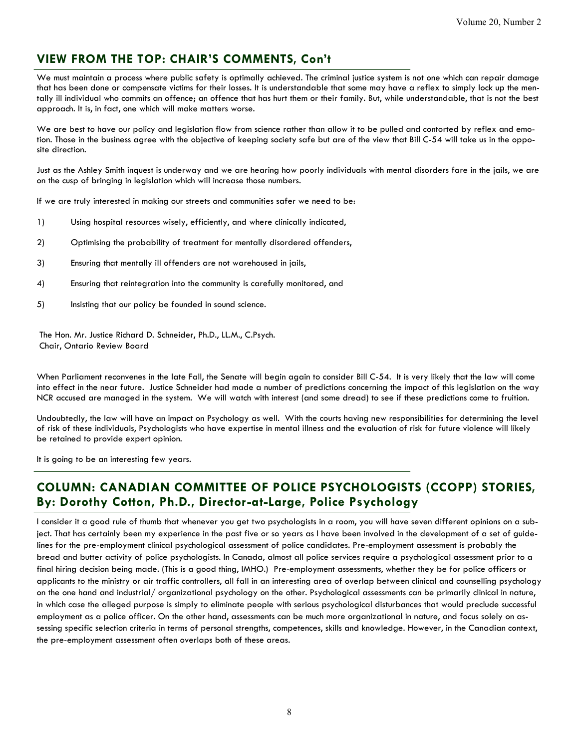## VIEW FROM THE TOP: CHAIR'S COMMENTS, Con't

We must maintain a process where public safety is optimally achieved. The criminal justice system is not one which can repair damage that has been done or compensate victims for their losses. It is understandable that some may have a reflex to simply lock up the mentally ill individual who commits an offence; an offence that has hurt them or their family. But, while understandable, that is not the best approach. It is, in fact, one which will make matters worse.

We are best to have our policy and legislation flow from science rather than allow it to be pulled and contorted by reflex and emotion. Those in the business agree with the objective of keeping society safe but are of the view that Bill C-54 will take us in the opposite direction.

Just as the Ashley Smith inquest is underway and we are hearing how poorly individuals with mental disorders fare in the jails, we are on the cusp of bringing in legislation which will increase those numbers.

If we are truly interested in making our streets and communities safer we need to be:

1) Using hospital resources wisely, efficiently, and where clinically indicated,
2) Optimising the probability of treatment for mentally disordered offenders,
3) Ensuring that mentally ill offenders are not warehoused in jails,
4) Ensuring that reintegration into the community is carefully monitored, and
5) Insisting that our policy be founded in sound science.

The Hon. Mr. Justice Richard D. Schneider, Ph.D., LL.M., C.Psych.
Chair, Ontario Review Board

When Parliament reconvenes in the late Fall, the Senate will begin again to consider Bill C-54. It is very likely that the law will come into effect in the near future. Justice Schneider had made a number of predictions concerning the impact of this legislation on the way NCR accused are managed in the system. We will watch with interest (and some dread) to see if these predictions come to fruition.

Undoubtedly, the law will have an impact on Psychology as well. With the courts having new responsibilities for determining the level of risk of these individuals, Psychologists who have expertise in mental illness and the evaluation of risk for future violence will likely be retained to provide expert opinion.

It is going to be an interesting few years.

## COLUMN: CANADIAN COMMITTEE OF POLICE PSYCHOLOGISTS (CCOPP) STORIES, By: Dorothy Cotton, Ph.D., Director-at-Large, Police Psychology

I consider it a good rule of thumb that whenever you get two psychologists in a room, you will have seven different opinions on a subject. That has certainly been my experience in the past five or so years as I have been involved in the development of a set of guidelines for the pre-employment clinical psychological assessment of police candidates. Pre-employment assessment is probably the bread and butter activity of police psychologists. In Canada, almost all police services require a psychological assessment prior to a final hiring decision being made. (This is a good thing, IMHO.) Pre-employment assessments, whether they be for police officers or applicants to the ministry or air traffic controllers, all fall in an interesting area of overlap between clinical and counselling psychology on the one hand and industrial/ organizational psychology on the other. Psychological assessments can be primarily clinical in nature, in which case the alleged purpose is simply to eliminate people with serious psychological disturbances that would preclude successful employment as a police officer. On the other hand, assessments can be much more organizational in nature, and focus solely on assessing specific selection criteria in terms of personal strengths, competences, skills and knowledge. However, in the Canadian context, the pre-employment assessment often overlaps both of these areas.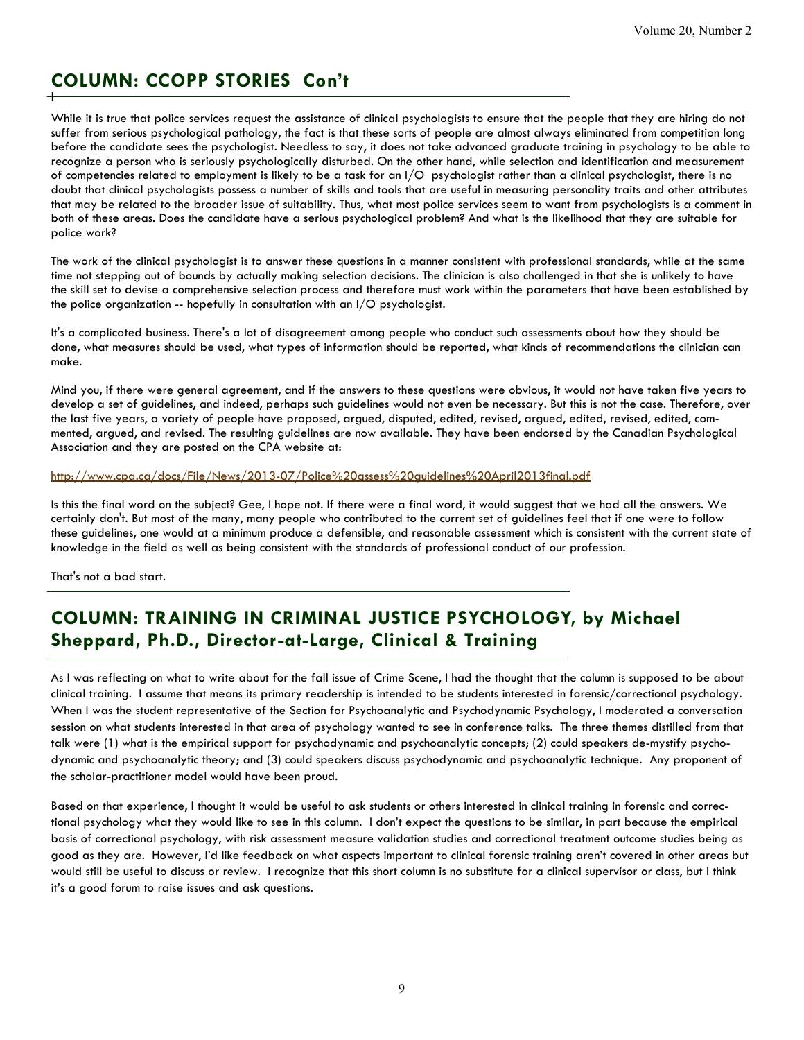## COLUMN: CCOPP STORIES Con't

While it is true that police services request the assistance of clinical psychologists to ensure that the people that they are hiring do not suffer from serious psychological pathology, the fact is that these sorts of people are almost always eliminated from competition long before the candidate sees the psychologist. Needless to say, it does not take advanced graduate training in psychology to be able to recognize a person who is seriously psychologically disturbed. On the other hand, while selection and identification and measurement of competencies related to employment is likely to be a task for an I/O psychologist rather than a clinical psychologist, there is no doubt that clinical psychologists possess a number of skills and tools that are useful in measuring personality traits and other attributes that may be related to the broader issue of suitability. Thus, what most police services seem to want from psychologists is a comment in both of these areas. Does the candidate have a serious psychological problem? And what is the likelihood that they are suitable for police work?

The work of the clinical psychologist is to answer these questions in a manner consistent with professional standards, while at the same time not stepping out of bounds by actually making selection decisions. The clinician is also challenged in that she is unlikely to have the skill set to devise a comprehensive selection process and therefore must work within the parameters that have been established by the police organization -- hopefully in consultation with an I/O psychologist.

It's a complicated business. There's a lot of disagreement among people who conduct such assessments about how they should be done, what measures should be used, what types of information should be reported, what kinds of recommendations the clinician can make.

Mind you, if there were general agreement, and if the answers to these questions were obvious, it would not have taken five years to develop a set of guidelines, and indeed, perhaps such guidelines would not even be necessary. But this is not the case. Therefore, over the last five years, a variety of people have proposed, argued, disputed, edited, revised, argued, edited, revised, edited, commented, argued, and revised. The resulting guidelines are now available. They have been endorsed by the Canadian Psychological Association and they are posted on the CPA website at:

http://www.cpa.ca/docs/File/News/2013-07/Police%20assess%20guidelines%20April2013final.pdf

Is this the final word on the subject? Gee, I hope not. If there were a final word, it would suggest that we had all the answers. We certainly don't. But most of the many, many people who contributed to the current set of guidelines feel that if one were to follow these guidelines, one would at a minimum produce a defensible, and reasonable assessment which is consistent with the current state of knowledge in the field as well as being consistent with the standards of professional conduct of our profession.

That's not a bad start.

## COLUMN: TRAINING IN CRIMINAL JUSTICE PSYCHOLOGY, by Michael Sheppard, Ph.D., Director-at-Large, Clinical & Training

As I was reflecting on what to write about for the fall issue of Crime Scene, I had the thought that the column is supposed to be about clinical training. I assume that means its primary readership is intended to be students interested in forensic/correctional psychology. When I was the student representative of the Section for Psychoanalytic and Psychodynamic Psychology, I moderated a conversation session on what students interested in that area of psychology wanted to see in conference talks. The three themes distilled from that talk were (1) what is the empirical support for psychodynamic and psychoanalytic concepts; (2) could speakers de-mystify psychodynamic and psychoanalytic theory; and (3) could speakers discuss psychodynamic and psychoanalytic technique. Any proponent of the scholar-practitioner model would have been proud.

Based on that experience, I thought it would be useful to ask students or others interested in clinical training in forensic and correctional psychology what they would like to see in this column. I don't expect the questions to be similar, in part because the empirical basis of correctional psychology, with risk assessment measure validation studies and correctional treatment outcome studies being as good as they are. However, I'd like feedback on what aspects important to clinical forensic training aren't covered in other areas but would still be useful to discuss or review. I recognize that this short column is no substitute for a clinical supervisor or class, but I think it's a good forum to raise issues and ask questions.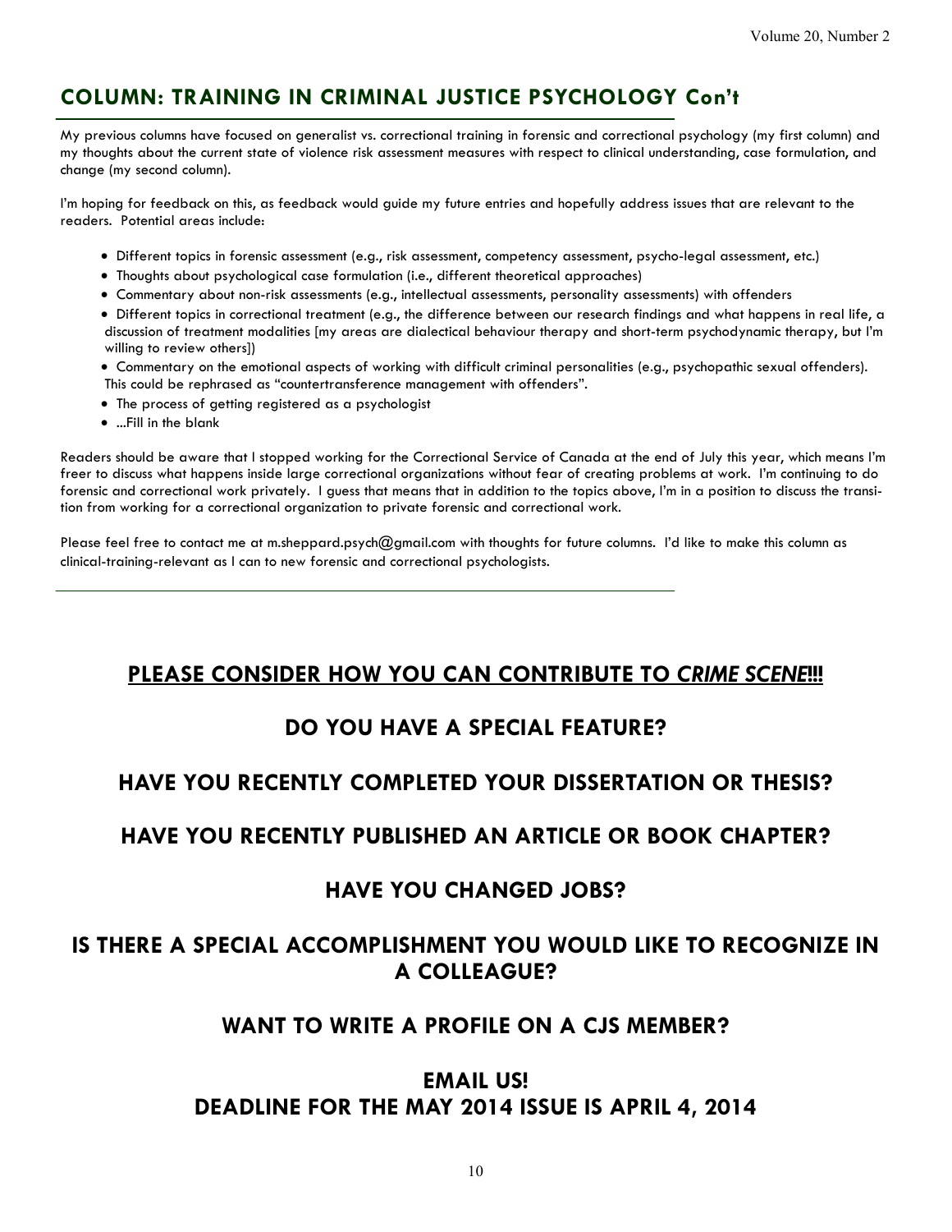## COLUMN: TRAINING IN CRIMINAL JUSTICE PSYCHOLOGY Con't

My previous columns have focused on generalist vs. correctional training in forensic and correctional psychology (my first column) and my thoughts about the current state of violence risk assessment measures with respect to clinical understanding, case formulation, and change (my second column).

I'm hoping for feedback on this, as feedback would guide my future entries and hopefully address issues that are relevant to the readers. Potential areas include:

- Different topics in forensic assessment (e.g., risk assessment, competency assessment, psycho-legal assessment, etc.)
- Thoughts about psychological case formulation (i.e., different theoretical approaches)
- Commentary about non-risk assessments (e.g., intellectual assessments, personality assessments) with offenders
- Different topics in correctional treatment (e.g., the difference between our research findings and what happens in real life, a discussion of treatment modalities [my areas are dialectical behaviour therapy and short-term psychodynamic therapy, but I'm willing to review others])
- Commentary on the emotional aspects of working with difficult criminal personalities (e.g., psychopathic sexual offenders). This could be rephrased as "countertransference management with offenders".
- The process of getting registered as a psychologist
- ...Fill in the blank

Readers should be aware that I stopped working for the Correctional Service of Canada at the end of July this year, which means I'm freer to discuss what happens inside large correctional organizations without fear of creating problems at work. I'm continuing to do forensic and correctional work privately. I guess that means that in addition to the topics above, I'm in a position to discuss the transition from working for a correctional organization to private forensic and correctional work.

Please feel free to contact me at m.sheppard.psych@gmail.com with thoughts for future columns. I'd like to make this column as clinical-training-relevant as I can to new forensic and correctional psychologists.

---

## PLEASE CONSIDER HOW YOU CAN CONTRIBUTE TO *CRIME SCENE*!!!

## DO YOU HAVE A SPECIAL FEATURE?

## HAVE YOU RECENTLY COMPLETED YOUR DISSERTATION OR THESIS?

## HAVE YOU RECENTLY PUBLISHED AN ARTICLE OR BOOK CHAPTER?

## HAVE YOU CHANGED JOBS?

## IS THERE A SPECIAL ACCOMPLISHMENT YOU WOULD LIKE TO RECOGNIZE IN A COLLEAGUE?

## WANT TO WRITE A PROFILE ON A CJS MEMBER?

## EMAIL US!
## DEADLINE FOR THE MAY 2014 ISSUE IS APRIL 4, 2014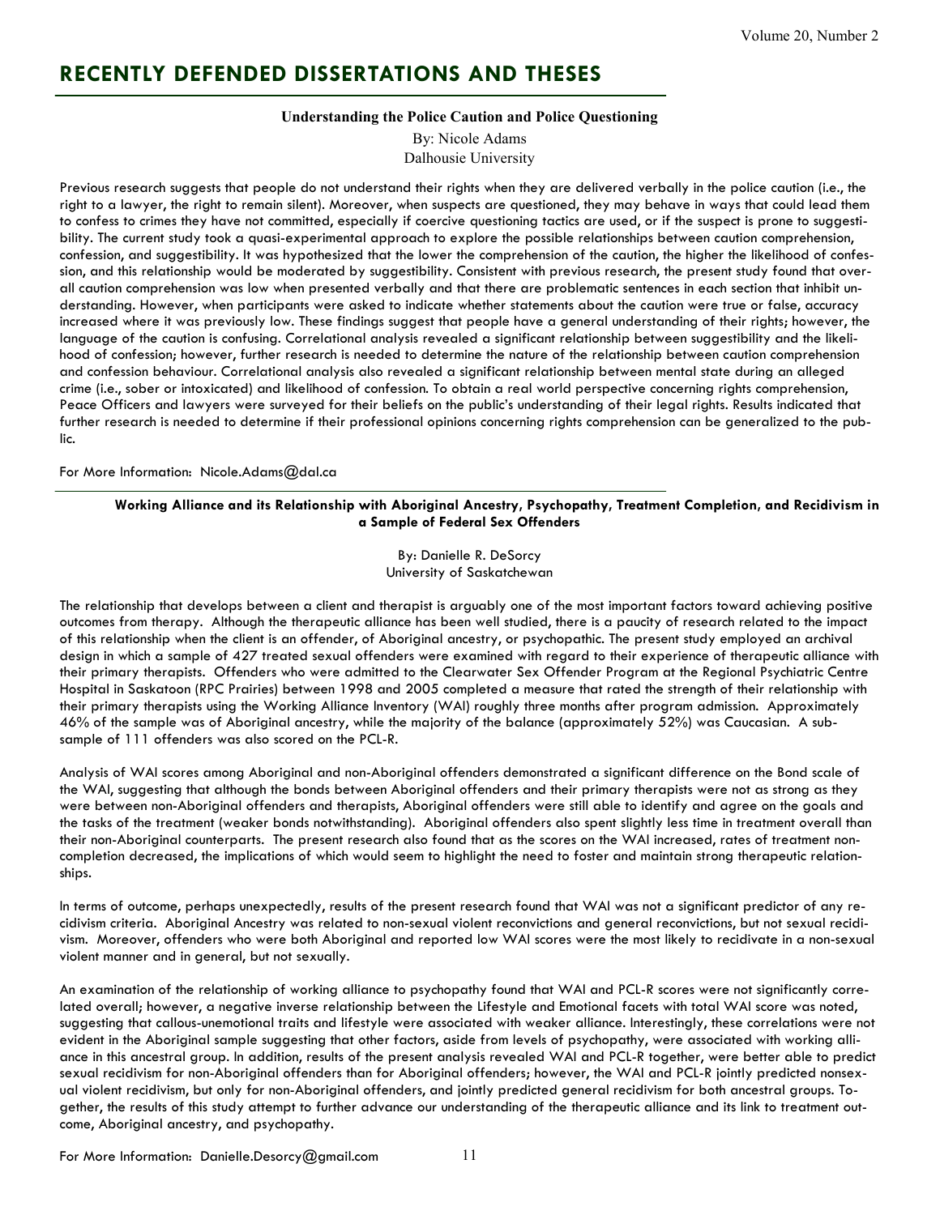# RECENTLY DEFENDED DISSERTATIONS AND THESES

### Understanding the Police Caution and Police Questioning

By: Nicole Adams
Dalhousie University

Previous research suggests that people do not understand their rights when they are delivered verbally in the police caution (i.e., the right to a lawyer, the right to remain silent). Moreover, when suspects are questioned, they may behave in ways that could lead them to confess to crimes they have not committed, especially if coercive questioning tactics are used, or if the suspect is prone to suggestibility. The current study took a quasi-experimental approach to explore the possible relationships between caution comprehension, confession, and suggestibility. It was hypothesized that the lower the comprehension of the caution, the higher the likelihood of confession, and this relationship would be moderated by suggestibility. Consistent with previous research, the present study found that overall caution comprehension was low when presented verbally and that there are problematic sentences in each section that inhibit understanding. However, when participants were asked to indicate whether statements about the caution were true or false, accuracy increased where it was previously low. These findings suggest that people have a general understanding of their rights; however, the language of the caution is confusing. Correlational analysis revealed a significant relationship between suggestibility and the likelihood of confession; however, further research is needed to determine the nature of the relationship between caution comprehension and confession behaviour. Correlational analysis also revealed a significant relationship between mental state during an alleged crime (i.e., sober or intoxicated) and likelihood of confession. To obtain a real world perspective concerning rights comprehension, Peace Officers and lawyers were surveyed for their beliefs on the public's understanding of their legal rights. Results indicated that further research is needed to determine if their professional opinions concerning rights comprehension can be generalized to the public.

For More Information: Nicole.Adams@dal.ca

### Working Alliance and its Relationship with Aboriginal Ancestry, Psychopathy, Treatment Completion, and Recidivism in a Sample of Federal Sex Offenders

By: Danielle R. DeSorcy
University of Saskatchewan

The relationship that develops between a client and therapist is arguably one of the most important factors toward achieving positive outcomes from therapy. Although the therapeutic alliance has been well studied, there is a paucity of research related to the impact of this relationship when the client is an offender, of Aboriginal ancestry, or psychopathic. The present study employed an archival design in which a sample of 427 treated sexual offenders were examined with regard to their experience of therapeutic alliance with their primary therapists. Offenders who were admitted to the Clearwater Sex Offender Program at the Regional Psychiatric Centre Hospital in Saskatoon (RPC Prairies) between 1998 and 2005 completed a measure that rated the strength of their relationship with their primary therapists using the Working Alliance Inventory (WAI) roughly three months after program admission. Approximately 46% of the sample was of Aboriginal ancestry, while the majority of the balance (approximately 52%) was Caucasian. A subsample of 111 offenders was also scored on the PCL-R.

Analysis of WAI scores among Aboriginal and non-Aboriginal offenders demonstrated a significant difference on the Bond scale of the WAI, suggesting that although the bonds between Aboriginal offenders and their primary therapists were not as strong as they were between non-Aboriginal offenders and therapists, Aboriginal offenders were still able to identify and agree on the goals and the tasks of the treatment (weaker bonds notwithstanding). Aboriginal offenders also spent slightly less time in treatment overall than their non-Aboriginal counterparts. The present research also found that as the scores on the WAI increased, rates of treatment noncompletion decreased, the implications of which would seem to highlight the need to foster and maintain strong therapeutic relationships.

In terms of outcome, perhaps unexpectedly, results of the present research found that WAI was not a significant predictor of any recidivism criteria. Aboriginal Ancestry was related to non-sexual violent reconvictions and general reconvictions, but not sexual recidivism. Moreover, offenders who were both Aboriginal and reported low WAI scores were the most likely to recidivate in a non-sexual violent manner and in general, but not sexually.

An examination of the relationship of working alliance to psychopathy found that WAI and PCL-R scores were not significantly correlated overall; however, a negative inverse relationship between the Lifestyle and Emotional facets with total WAI score was noted, suggesting that callous-unemotional traits and lifestyle were associated with weaker alliance. Interestingly, these correlations were not evident in the Aboriginal sample suggesting that other factors, aside from levels of psychopathy, were associated with working alliance in this ancestral group. In addition, results of the present analysis revealed WAI and PCL-R together, were better able to predict sexual recidivism for non-Aboriginal offenders than for Aboriginal offenders; however, the WAI and PCL-R jointly predicted nonsexual violent recidivism, but only for non-Aboriginal offenders, and jointly predicted general recidivism for both ancestral groups. Together, the results of this study attempt to further advance our understanding of the therapeutic alliance and its link to treatment outcome, Aboriginal ancestry, and psychopathy.

For More Information: Danielle.Desorcy@gmail.com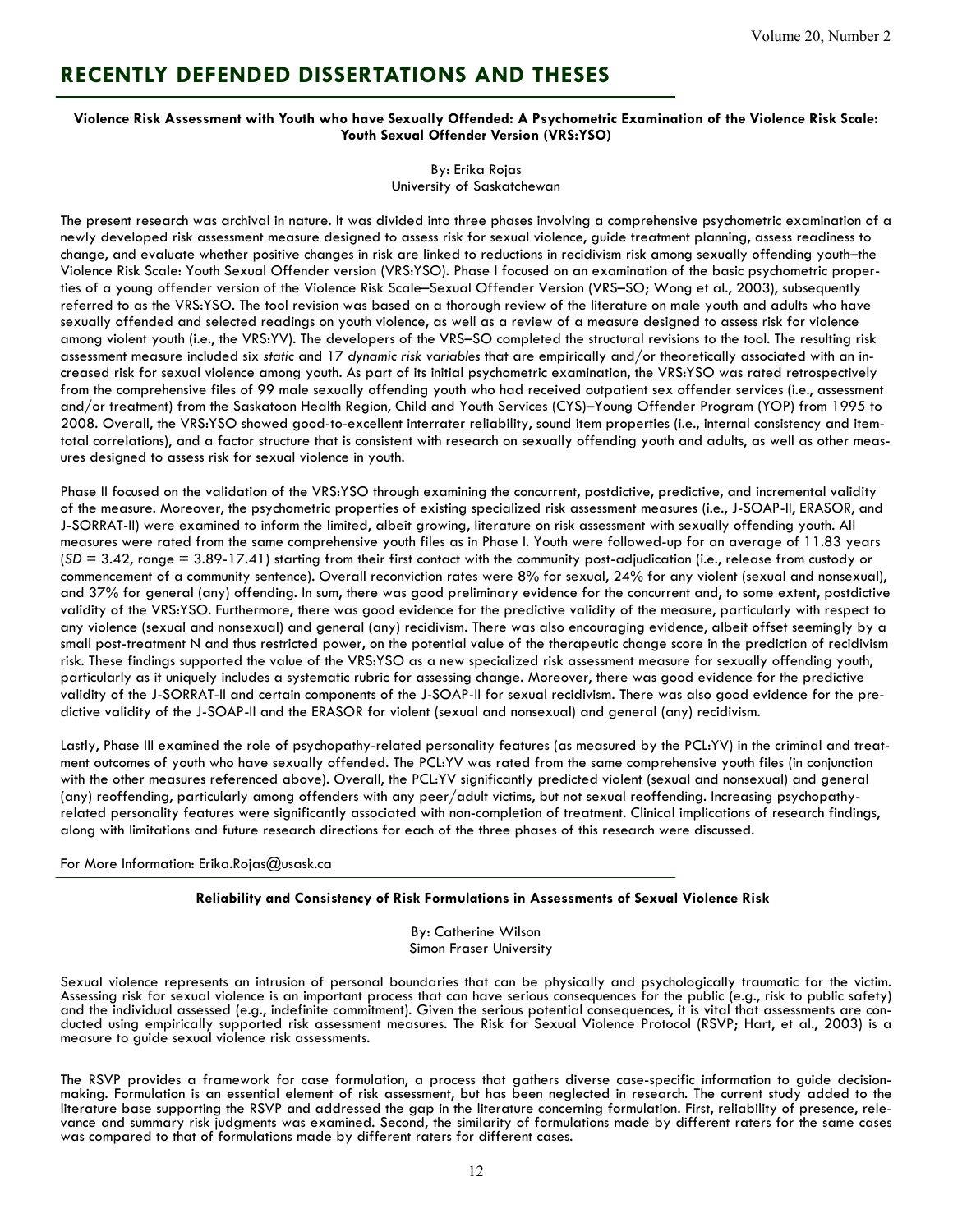# RECENTLY DEFENDED DISSERTATIONS AND THESES

**Violence Risk Assessment with Youth who have Sexually Offended: A Psychometric Examination of the Violence Risk Scale: Youth Sexual Offender Version (VRS:YSO)**

By: Erika Rojas
University of Saskatchewan

The present research was archival in nature. It was divided into three phases involving a comprehensive psychometric examination of a newly developed risk assessment measure designed to assess risk for sexual violence, guide treatment planning, assess readiness to change, and evaluate whether positive changes in risk are linked to reductions in recidivism risk among sexually offending youth–the Violence Risk Scale: Youth Sexual Offender version (VRS:YSO). Phase I focused on an examination of the basic psychometric properties of a young offender version of the Violence Risk Scale–Sexual Offender Version (VRS–SO; Wong et al., 2003), subsequently referred to as the VRS:YSO. The tool revision was based on a thorough review of the literature on male youth and adults who have sexually offended and selected readings on youth violence, as well as a review of a measure designed to assess risk for violence among violent youth (i.e., the VRS:YV). The developers of the VRS–SO completed the structural revisions to the tool. The resulting risk assessment measure included six *static* and 17 *dynamic risk variables* that are empirically and/or theoretically associated with an increased risk for sexual violence among youth. As part of its initial psychometric examination, the VRS:YSO was rated retrospectively from the comprehensive files of 99 male sexually offending youth who had received outpatient sex offender services (i.e., assessment and/or treatment) from the Saskatoon Health Region, Child and Youth Services (CYS)–Young Offender Program (YOP) from 1995 to 2008. Overall, the VRS:YSO showed good-to-excellent interrater reliability, sound item properties (i.e., internal consistency and item-total correlations), and a factor structure that is consistent with research on sexually offending youth and adults, as well as other measures designed to assess risk for sexual violence in youth.

Phase II focused on the validation of the VRS:YSO through examining the concurrent, postdictive, predictive, and incremental validity of the measure. Moreover, the psychometric properties of existing specialized risk assessment measures (i.e., J-SOAP-II, ERASOR, and J-SORRAT-II) were examined to inform the limited, albeit growing, literature on risk assessment with sexually offending youth. All measures were rated from the same comprehensive youth files as in Phase I. Youth were followed-up for an average of 11.83 years (*SD* = 3.42, range = 3.89-17.41) starting from their first contact with the community post-adjudication (i.e., release from custody or commencement of a community sentence). Overall reconviction rates were 8% for sexual, 24% for any violent (sexual and nonsexual), and 37% for general (any) offending. In sum, there was good preliminary evidence for the concurrent and, to some extent, postdictive validity of the VRS:YSO. Furthermore, there was good evidence for the predictive validity of the measure, particularly with respect to any violence (sexual and nonsexual) and general (any) recidivism. There was also encouraging evidence, albeit offset seemingly by a small post-treatment N and thus restricted power, on the potential value of the therapeutic change score in the prediction of recidivism risk. These findings supported the value of the VRS:YSO as a new specialized risk assessment measure for sexually offending youth, particularly as it uniquely includes a systematic rubric for assessing change. Moreover, there was good evidence for the predictive validity of the J-SORRAT-II and certain components of the J-SOAP-II for sexual recidivism. There was also good evidence for the predictive validity of the J-SOAP-II and the ERASOR for violent (sexual and nonsexual) and general (any) recidivism.

Lastly, Phase III examined the role of psychopathy-related personality features (as measured by the PCL:YV) in the criminal and treatment outcomes of youth who have sexually offended. The PCL:YV was rated from the same comprehensive youth files (in conjunction with the other measures referenced above). Overall, the PCL:YV significantly predicted violent (sexual and nonsexual) and general (any) reoffending, particularly among offenders with any peer/adult victims, but not sexual reoffending. Increasing psychopathy-related personality features were significantly associated with non-completion of treatment. Clinical implications of research findings, along with limitations and future research directions for each of the three phases of this research were discussed.

For More Information: Erika.Rojas@usask.ca

**Reliability and Consistency of Risk Formulations in Assessments of Sexual Violence Risk**

By: Catherine Wilson
Simon Fraser University

Sexual violence represents an intrusion of personal boundaries that can be physically and psychologically traumatic for the victim. Assessing risk for sexual violence is an important process that can have serious consequences for the public (e.g., risk to public safety) and the individual assessed (e.g., indefinite commitment). Given the serious potential consequences, it is vital that assessments are conducted using empirically supported risk assessment measures. The Risk for Sexual Violence Protocol (RSVP; Hart, et al., 2003) is a measure to guide sexual violence risk assessments.

The RSVP provides a framework for case formulation, a process that gathers diverse case-specific information to guide decision-making. Formulation is an essential element of risk assessment, but has been neglected in research. The current study added to the literature base supporting the RSVP and addressed the gap in the literature concerning formulation. First, reliability of presence, relevance and summary risk judgments was examined. Second, the similarity of formulations made by different raters for the same cases was compared to that of formulations made by different raters for different cases.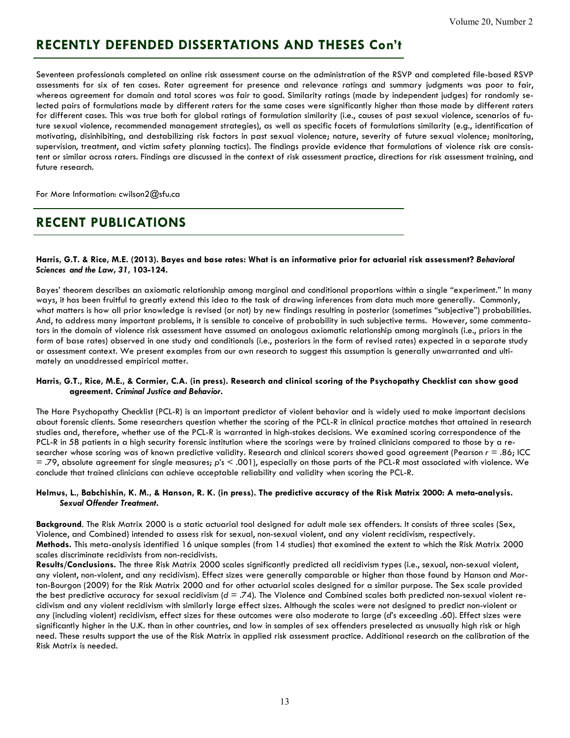## RECENTLY DEFENDED DISSERTATIONS AND THESES Con't

Seventeen professionals completed an online risk assessment course on the administration of the RSVP and completed file-based RSVP assessments for six of ten cases. Rater agreement for presence and relevance ratings and summary judgments was poor to fair, whereas agreement for domain and total scores was fair to good. Similarity ratings (made by independent judges) for randomly selected pairs of formulations made by different raters for the same cases were significantly higher than those made by different raters for different cases. This was true both for global ratings of formulation similarity (i.e., causes of past sexual violence, scenarios of future sexual violence, recommended management strategies), as well as specific facets of formulations similarity (e.g., identification of motivating, disinhibiting, and destabilizing risk factors in past sexual violence; nature, severity of future sexual violence; monitoring, supervision, treatment, and victim safety planning tactics). The findings provide evidence that formulations of violence risk are consistent or similar across raters. Findings are discussed in the context of risk assessment practice, directions for risk assessment training, and future research.

For More Information: cwilson2@sfu.ca

## RECENT PUBLICATIONS

**Harris, G.T. & Rice, M.E. (2013). Bayes and base rates: What is an informative prior for actuarial risk assessment? *Behavioral Sciences and the Law, 31*, 103-124.**

Bayes' theorem describes an axiomatic relationship among marginal and conditional proportions within a single "experiment." In many ways, it has been fruitful to greatly extend this idea to the task of drawing inferences from data much more generally. Commonly, what matters is how all prior knowledge is revised (or not) by new findings resulting in posterior (sometimes "subjective") probabilities. And, to address many important problems, it is sensible to conceive of probability in such subjective terms. However, some commentators in the domain of violence risk assessment have assumed an analogous axiomatic relationship among marginals (i.e., priors in the form of base rates) observed in one study and conditionals (i.e., posteriors in the form of revised rates) expected in a separate study or assessment context. We present examples from our own research to suggest this assumption is generally unwarranted and ultimately an unaddressed empirical matter.

**Harris, G.T., Rice, M.E., & Cormier, C.A. (in press). Research and clinical scoring of the Psychopathy Checklist can show good agreement. *Criminal Justice and Behavior*.**

The Hare Psychopathy Checklist (PCL-R) is an important predictor of violent behavior and is widely used to make important decisions about forensic clients. Some researchers question whether the scoring of the PCL-R in clinical practice matches that attained in research studies and, therefore, whether use of the PCL-R is warranted in high-stakes decisions. We examined scoring correspondence of the PCL-R in 58 patients in a high security forensic institution where the scorings were by trained clinicians compared to those by a researcher whose scoring was of known predictive validity. Research and clinical scorers showed good agreement (Pearson $r = .86$; ICC $= .79$, absolute agreement for single measures; $p$'s $< .001$), especially on those parts of the PCL-R most associated with violence. We conclude that trained clinicians can achieve acceptable reliability and validity when scoring the PCL-R.

**Helmus, L., Babchishin, K. M., & Hanson, R. K. (in press). The predictive accuracy of the Risk Matrix 2000: A meta-analysis. *Sexual Offender Treatment*.**

**Background**. The Risk Matrix 2000 is a static actuarial tool designed for adult male sex offenders. It consists of three scales (Sex, Violence, and Combined) intended to assess risk for sexual, non-sexual violent, and any violent recidivism, respectively.
**Methods.** This meta-analysis identified 16 unique samples (from 14 studies) that examined the extent to which the Risk Matrix 2000 scales discriminate recidivists from non-recidivists.
**Results/Conclusions.** The three Risk Matrix 2000 scales significantly predicted all recidivism types (i.e., sexual, non-sexual violent, any violent, non-violent, and any recidivism). Effect sizes were generally comparable or higher than those found by Hanson and Morton-Bourgon (2009) for the Risk Matrix 2000 and for other actuarial scales designed for a similar purpose. The Sex scale provided the best predictive accuracy for sexual recidivism ($d = .74$). The Violence and Combined scales both predicted non-sexual violent recidivism and any violent recidivism with similarly large effect sizes. Although the scales were not designed to predict non-violent or any (including violent) recidivism, effect sizes for these outcomes were also moderate to large ($d$'s exceeding .60). Effect sizes were significantly higher in the U.K. than in other countries, and low in samples of sex offenders preselected as unusually high risk or high need. These results support the use of the Risk Matrix in applied risk assessment practice. Additional research on the calibration of the Risk Matrix is needed.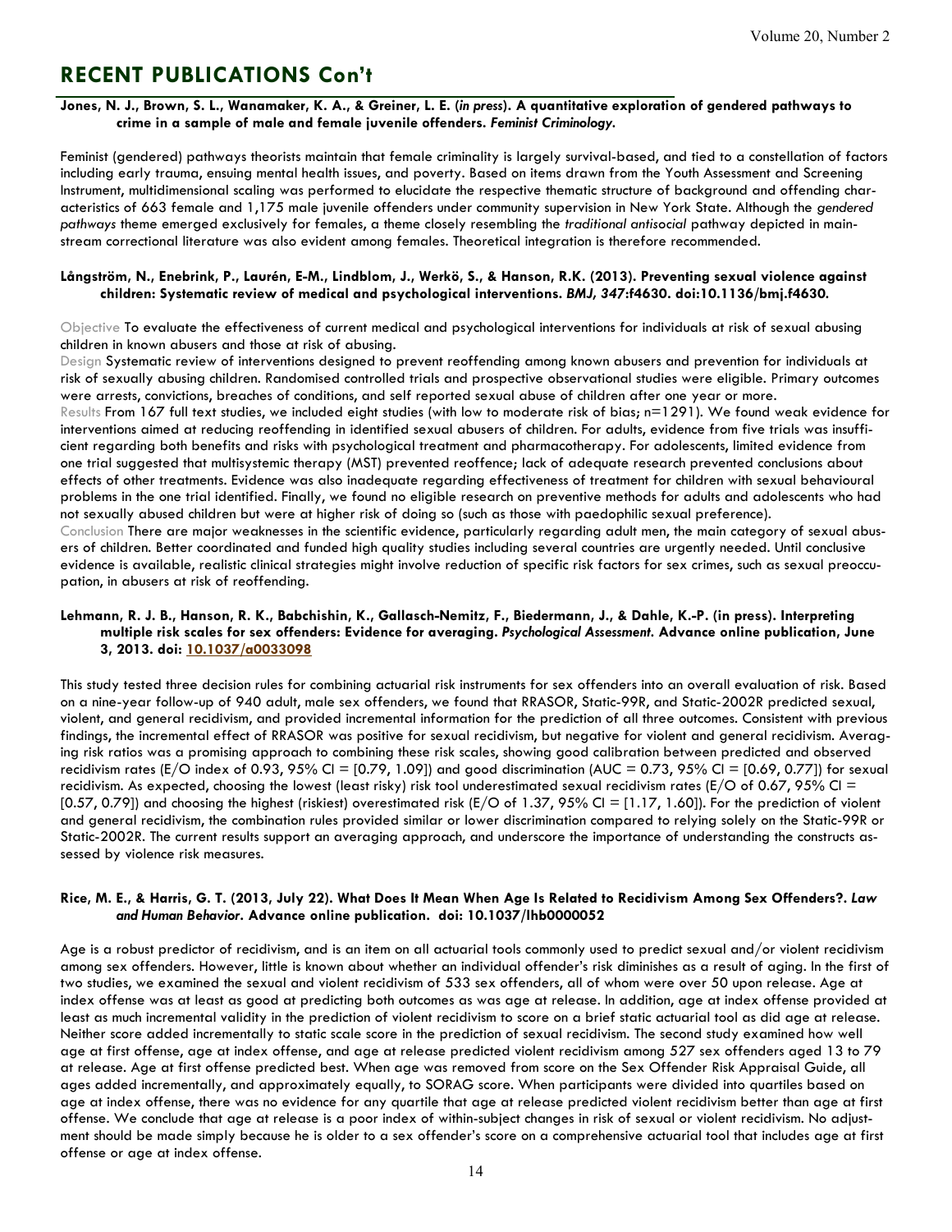## RECENT PUBLICATIONS Con't

**Jones, N. J., Brown, S. L., Wanamaker, K. A., & Greiner, L. E. (*in press*). A quantitative exploration of gendered pathways to crime in a sample of male and female juvenile offenders. *Feminist Criminology.***

Feminist (gendered) pathways theorists maintain that female criminality is largely survival-based, and tied to a constellation of factors including early trauma, ensuing mental health issues, and poverty. Based on items drawn from the Youth Assessment and Screening Instrument, multidimensional scaling was performed to elucidate the respective thematic structure of background and offending characteristics of 663 female and 1,175 male juvenile offenders under community supervision in New York State. Although the *gendered pathways* theme emerged exclusively for females, a theme closely resembling the *traditional antisocial* pathway depicted in mainstream correctional literature was also evident among females. Theoretical integration is therefore recommended.

**Långström, N., Enebrink, P., Laurén, E-M., Lindblom, J., Werkö, S., & Hanson, R.K. (2013). Preventing sexual violence against children: Systematic review of medical and psychological interventions. *BMJ, 347*:f4630. doi:10.1136/bmj.f4630.**

Objective To evaluate the effectiveness of current medical and psychological interventions for individuals at risk of sexual abusing children in known abusers and those at risk of abusing.

Design Systematic review of interventions designed to prevent reoffending among known abusers and prevention for individuals at risk of sexually abusing children. Randomised controlled trials and prospective observational studies were eligible. Primary outcomes were arrests, convictions, breaches of conditions, and self reported sexual abuse of children after one year or more.

Results From 167 full text studies, we included eight studies (with low to moderate risk of bias; n=1291). We found weak evidence for interventions aimed at reducing reoffending in identified sexual abusers of children. For adults, evidence from five trials was insufficient regarding both benefits and risks with psychological treatment and pharmacotherapy. For adolescents, limited evidence from one trial suggested that multisystemic therapy (MST) prevented reoffence; lack of adequate research prevented conclusions about effects of other treatments. Evidence was also inadequate regarding effectiveness of treatment for children with sexual behavioural problems in the one trial identified. Finally, we found no eligible research on preventive methods for adults and adolescents who had not sexually abused children but were at higher risk of doing so (such as those with paedophilic sexual preference).

Conclusion There are major weaknesses in the scientific evidence, particularly regarding adult men, the main category of sexual abusers of children. Better coordinated and funded high quality studies including several countries are urgently needed. Until conclusive evidence is available, realistic clinical strategies might involve reduction of specific risk factors for sex crimes, such as sexual preoccupation, in abusers at risk of reoffending.

**Lehmann, R. J. B., Hanson, R. K., Babchishin, K., Gallasch-Nemitz, F., Biedermann, J., & Dahle, K.-P. (in press). Interpreting multiple risk scales for sex offenders: Evidence for averaging. *Psychological Assessment.* Advance online publication, June 3, 2013. doi: 10.1037/a0033098**

This study tested three decision rules for combining actuarial risk instruments for sex offenders into an overall evaluation of risk. Based on a nine-year follow-up of 940 adult, male sex offenders, we found that RRASOR, Static-99R, and Static-2002R predicted sexual, violent, and general recidivism, and provided incremental information for the prediction of all three outcomes. Consistent with previous findings, the incremental effect of RRASOR was positive for sexual recidivism, but negative for violent and general recidivism. Averaging risk ratios was a promising approach to combining these risk scales, showing good calibration between predicted and observed recidivism rates (E/O index of 0.93, 95% CI = [0.79, 1.09]) and good discrimination (AUC = 0.73, 95% CI = [0.69, 0.77]) for sexual recidivism. As expected, choosing the lowest (least risky) risk tool underestimated sexual recidivism rates (E/O of 0.67, 95% CI = [0.57, 0.79]) and choosing the highest (riskiest) overestimated risk (E/O of 1.37, 95% CI = [1.17, 1.60]). For the prediction of violent and general recidivism, the combination rules provided similar or lower discrimination compared to relying solely on the Static-99R or Static-2002R. The current results support an averaging approach, and underscore the importance of understanding the constructs assessed by violence risk measures.

**Rice, M. E., & Harris, G. T. (2013, July 22). What Does It Mean When Age Is Related to Recidivism Among Sex Offenders?. *Law and Human Behavior*. Advance online publication. doi: 10.1037/lhb0000052**

Age is a robust predictor of recidivism, and is an item on all actuarial tools commonly used to predict sexual and/or violent recidivism among sex offenders. However, little is known about whether an individual offender's risk diminishes as a result of aging. In the first of two studies, we examined the sexual and violent recidivism of 533 sex offenders, all of whom were over 50 upon release. Age at index offense was at least as good at predicting both outcomes as was age at release. In addition, age at index offense provided at least as much incremental validity in the prediction of violent recidivism to score on a brief static actuarial tool as did age at release. Neither score added incrementally to static scale score in the prediction of sexual recidivism. The second study examined how well age at first offense, age at index offense, and age at release predicted violent recidivism among 527 sex offenders aged 13 to 79 at release. Age at first offense predicted best. When age was removed from score on the Sex Offender Risk Appraisal Guide, all ages added incrementally, and approximately equally, to SORAG score. When participants were divided into quartiles based on age at index offense, there was no evidence for any quartile that age at release predicted violent recidivism better than age at first offense. We conclude that age at release is a poor index of within-subject changes in risk of sexual or violent recidivism. No adjustment should be made simply because he is older to a sex offender's score on a comprehensive actuarial tool that includes age at first offense or age at index offense.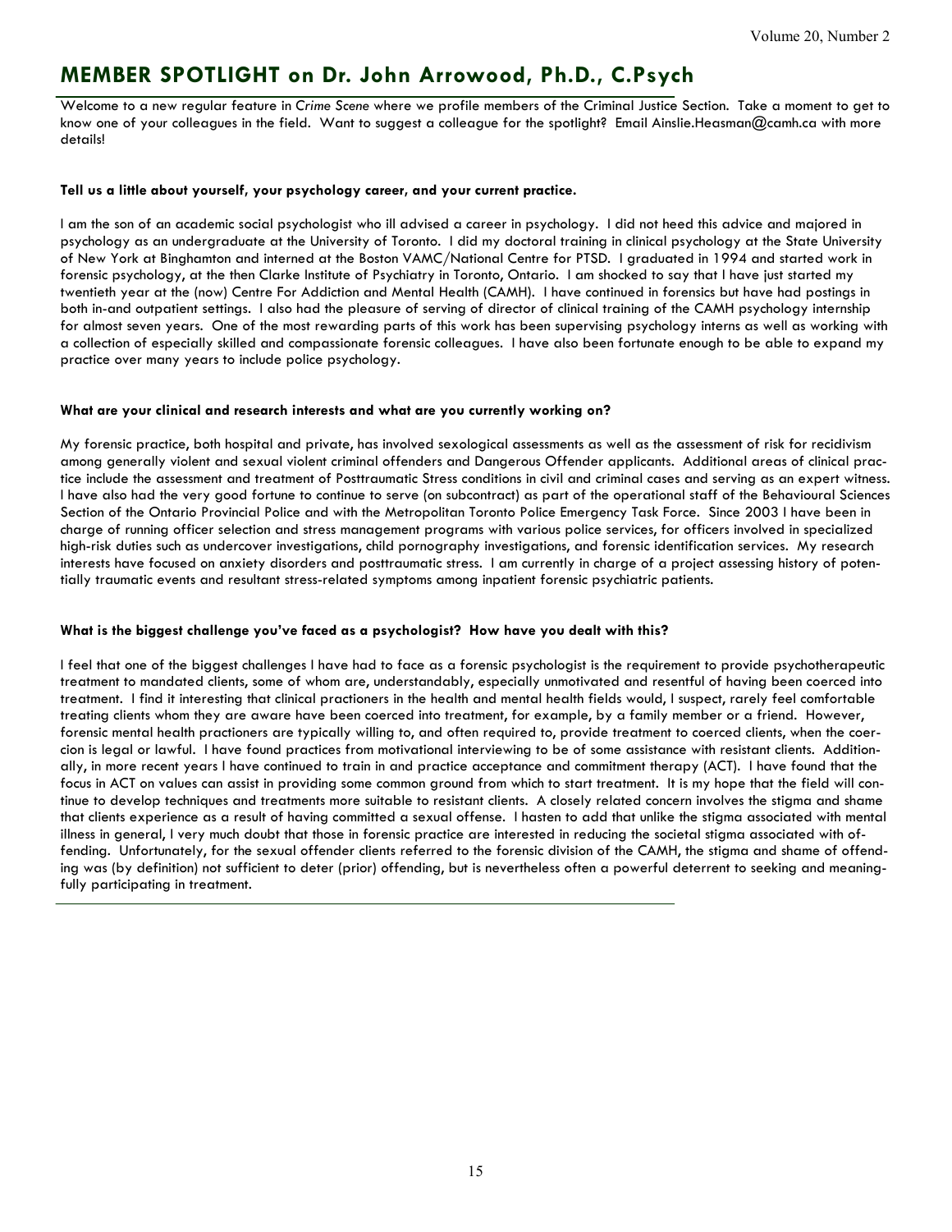## MEMBER SPOTLIGHT on Dr. John Arrowood, Ph.D., C.Psych

Welcome to a new regular feature in *Crime Scene* where we profile members of the Criminal Justice Section. Take a moment to get to know one of your colleagues in the field. Want to suggest a colleague for the spotlight? Email Ainslie.Heasman@camh.ca with more details!

**Tell us a little about yourself, your psychology career, and your current practice.**

I am the son of an academic social psychologist who ill advised a career in psychology. I did not heed this advice and majored in psychology as an undergraduate at the University of Toronto. I did my doctoral training in clinical psychology at the State University of New York at Binghamton and interned at the Boston VAMC/National Centre for PTSD. I graduated in 1994 and started work in forensic psychology, at the then Clarke Institute of Psychiatry in Toronto, Ontario. I am shocked to say that I have just started my twentieth year at the (now) Centre For Addiction and Mental Health (CAMH). I have continued in forensics but have had postings in both in-and outpatient settings. I also had the pleasure of serving of director of clinical training of the CAMH psychology internship for almost seven years. One of the most rewarding parts of this work has been supervising psychology interns as well as working with a collection of especially skilled and compassionate forensic colleagues. I have also been fortunate enough to be able to expand my practice over many years to include police psychology.

**What are your clinical and research interests and what are you currently working on?**

My forensic practice, both hospital and private, has involved sexological assessments as well as the assessment of risk for recidivism among generally violent and sexual violent criminal offenders and Dangerous Offender applicants. Additional areas of clinical practice include the assessment and treatment of Posttraumatic Stress conditions in civil and criminal cases and serving as an expert witness. I have also had the very good fortune to continue to serve (on subcontract) as part of the operational staff of the Behavioural Sciences Section of the Ontario Provincial Police and with the Metropolitan Toronto Police Emergency Task Force. Since 2003 I have been in charge of running officer selection and stress management programs with various police services, for officers involved in specialized high-risk duties such as undercover investigations, child pornography investigations, and forensic identification services. My research interests have focused on anxiety disorders and posttraumatic stress. I am currently in charge of a project assessing history of potentially traumatic events and resultant stress-related symptoms among inpatient forensic psychiatric patients.

**What is the biggest challenge you've faced as a psychologist? How have you dealt with this?**

I feel that one of the biggest challenges I have had to face as a forensic psychologist is the requirement to provide psychotherapeutic treatment to mandated clients, some of whom are, understandably, especially unmotivated and resentful of having been coerced into treatment. I find it interesting that clinical practioners in the health and mental health fields would, I suspect, rarely feel comfortable treating clients whom they are aware have been coerced into treatment, for example, by a family member or a friend. However, forensic mental health practioners are typically willing to, and often required to, provide treatment to coerced clients, when the coercion is legal or lawful. I have found practices from motivational interviewing to be of some assistance with resistant clients. Additionally, in more recent years I have continued to train in and practice acceptance and commitment therapy (ACT). I have found that the focus in ACT on values can assist in providing some common ground from which to start treatment. It is my hope that the field will continue to develop techniques and treatments more suitable to resistant clients. A closely related concern involves the stigma and shame that clients experience as a result of having committed a sexual offense. I hasten to add that unlike the stigma associated with mental illness in general, I very much doubt that those in forensic practice are interested in reducing the societal stigma associated with offending. Unfortunately, for the sexual offender clients referred to the forensic division of the CAMH, the stigma and shame of offending was (by definition) not sufficient to deter (prior) offending, but is nevertheless often a powerful deterrent to seeking and meaningfully participating in treatment.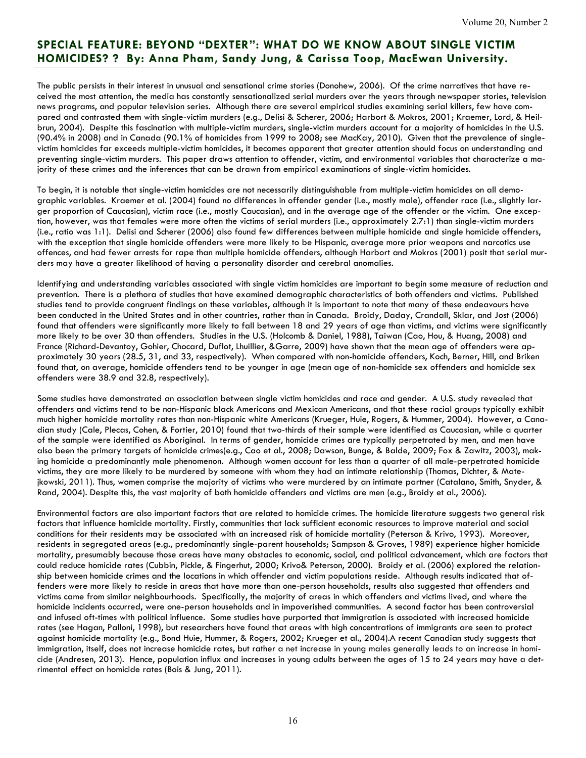## SPECIAL FEATURE: BEYOND "DEXTER": WHAT DO WE KNOW ABOUT SINGLE VICTIM HOMICIDES? ? By: Anna Pham, Sandy Jung, & Carissa Toop, MacEwan University.

The public persists in their interest in unusual and sensational crime stories (Donohew, 2006). Of the crime narratives that have received the most attention, the media has constantly sensationalized serial murders over the years through newspaper stories, television news programs, and popular television series. Although there are several empirical studies examining serial killers, few have compared and contrasted them with single-victim murders (e.g., Delisi & Scherer, 2006; Harbort & Mokros, 2001; Kraemer, Lord, & Heilbrun, 2004). Despite this fascination with multiple-victim murders, single-victim murders account for a majority of homicides in the U.S. (90.4% in 2008) and in Canada (90.1% of homicides from 1999 to 2008; see MacKay, 2010). Given that the prevalence of single-victim homicides far exceeds multiple-victim homicides, it becomes apparent that greater attention should focus on understanding and preventing single-victim murders. This paper draws attention to offender, victim, and environmental variables that characterize a majority of these crimes and the inferences that can be drawn from empirical examinations of single-victim homicides.

To begin, it is notable that single-victim homicides are not necessarily distinguishable from multiple-victim homicides on all demographic variables. Kraemer et al. (2004) found no differences in offender gender (i.e., mostly male), offender race (i.e., slightly larger proportion of Caucasian), victim race (i.e., mostly Caucasian), and in the average age of the offender or the victim. One exception, however, was that females were more often the victims of serial murders (i.e., approximately 2.7:1) than single-victim murders (i.e., ratio was 1:1). Delisi and Scherer (2006) also found few differences between multiple homicide and single homicide offenders, with the exception that single homicide offenders were more likely to be Hispanic, average more prior weapons and narcotics use offences, and had fewer arrests for rape than multiple homicide offenders, although Harbort and Mokros (2001) posit that serial murders may have a greater likelihood of having a personality disorder and cerebral anomalies.

Identifying and understanding variables associated with single victim homicides are important to begin some measure of reduction and prevention. There is a plethora of studies that have examined demographic characteristics of both offenders and victims. Published studies tend to provide congruent findings on these variables, although it is important to note that many of these endeavours have been conducted in the United States and in other countries, rather than in Canada. Broidy, Daday, Crandall, Sklar, and Jost (2006) found that offenders were significantly more likely to fall between 18 and 29 years of age than victims, and victims were significantly more likely to be over 30 than offenders. Studies in the U.S. (Holcomb & Daniel, 1988), Taiwan (Cao, Hou, & Huang, 2008) and France (Richard-Devantoy, Gohier, Chocard, Duflot, Lhuillier, &Garre, 2009) have shown that the mean age of offenders were approximately 30 years (28.5, 31, and 33, respectively). When compared with non-homicide offenders, Koch, Berner, Hill, and Briken found that, on average, homicide offenders tend to be younger in age (mean age of non-homicide sex offenders and homicide sex offenders were 38.9 and 32.8, respectively).

Some studies have demonstrated an association between single victim homicides and race and gender. A U.S. study revealed that offenders and victims tend to be non-Hispanic black Americans and Mexican Americans, and that these racial groups typically exhibit much higher homicide mortality rates than non-Hispanic white Americans (Krueger, Huie, Rogers, & Hummer, 2004). However, a Canadian study (Cale, Plecas, Cohen, & Fortier, 2010) found that two-thirds of their sample were identified as Caucasian, while a quarter of the sample were identified as Aboriginal. In terms of gender, homicide crimes are typically perpetrated by men, and men have also been the primary targets of homicide crimes(e.g., Cao et al., 2008; Dawson, Bunge, & Balde, 2009; Fox & Zawitz, 2003), making homicide a predominantly male phenomenon. Although women account for less than a quarter of all male-perpetrated homicide victims, they are more likely to be murdered by someone with whom they had an intimate relationship (Thomas, Dichter, & Matejkowski, 2011). Thus, women comprise the majority of victims who were murdered by an intimate partner (Catalano, Smith, Snyder, & Rand, 2004). Despite this, the vast majority of both homicide offenders and victims are men (e.g., Broidy et al., 2006).

Environmental factors are also important factors that are related to homicide crimes. The homicide literature suggests two general risk factors that influence homicide mortality. Firstly, communities that lack sufficient economic resources to improve material and social conditions for their residents may be associated with an increased risk of homicide mortality (Peterson & Krivo, 1993). Moreover, residents in segregated areas (e.g., predominantly single-parent households; Sampson & Groves, 1989) experience higher homicide mortality, presumably because those areas have many obstacles to economic, social, and political advancement, which are factors that could reduce homicide rates (Cubbin, Pickle, & Fingerhut, 2000; Krivo& Peterson, 2000). Broidy et al. (2006) explored the relationship between homicide crimes and the locations in which offender and victim populations reside. Although results indicated that offenders were more likely to reside in areas that have more than one-person households, results also suggested that offenders and victims came from similar neighbourhoods. Specifically, the majority of areas in which offenders and victims lived, and where the homicide incidents occurred, were one-person households and in impoverished communities. A second factor has been controversial and infused oft-times with political influence. Some studies have purported that immigration is associated with increased homicide rates (see Hagan, Palloni, 1998), but researchers have found that areas with high concentrations of immigrants are seen to protect against homicide mortality (e.g., Bond Huie, Hummer, & Rogers, 2002; Krueger et al., 2004).A recent Canadian study suggests that immigration, itself, does not increase homicide rates, but rather a net increase in young males generally leads to an increase in homicide (Andresen, 2013). Hence, population influx and increases in young adults between the ages of 15 to 24 years may have a detrimental effect on homicide rates (Bois & Jung, 2011).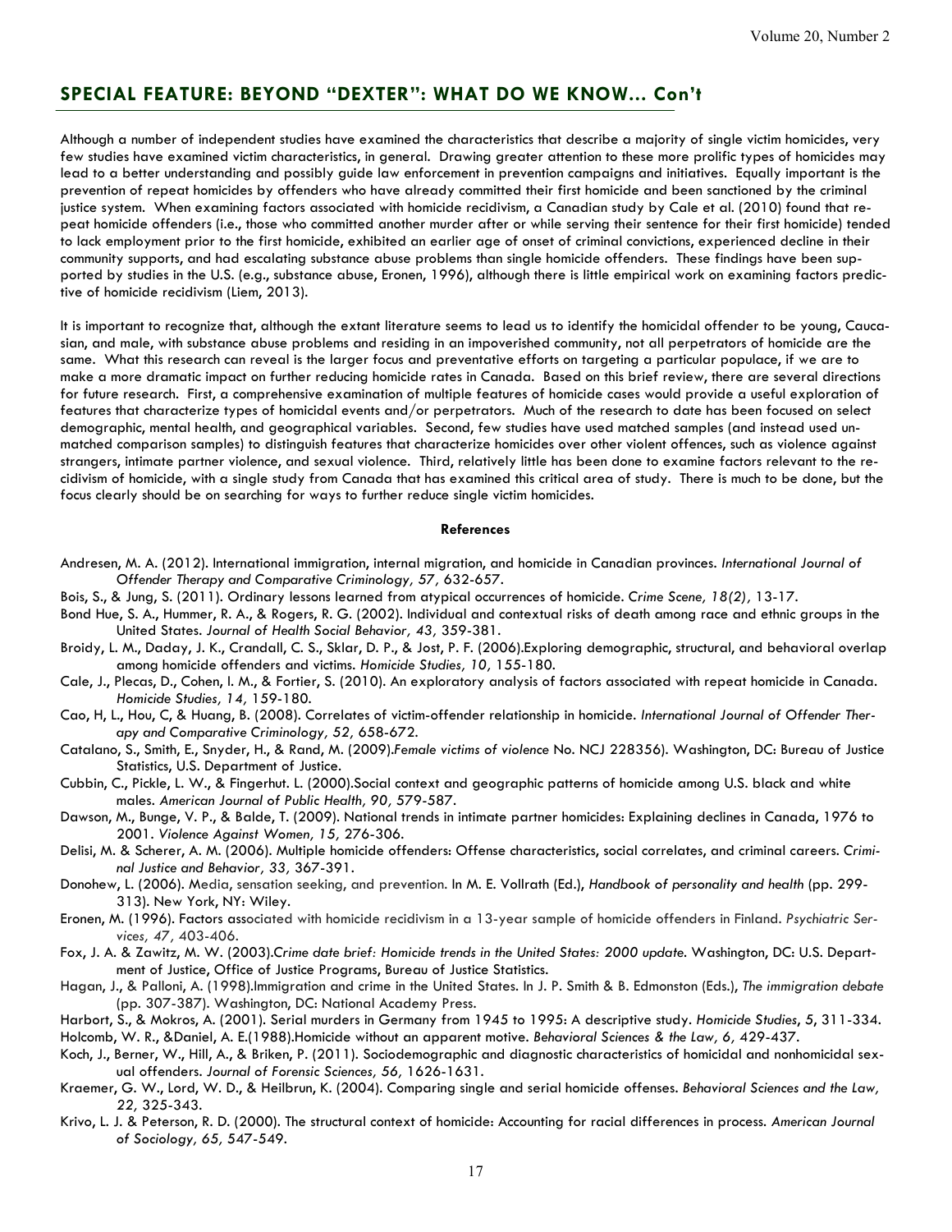## SPECIAL FEATURE: BEYOND "DEXTER": WHAT DO WE KNOW... Con't

Although a number of independent studies have examined the characteristics that describe a majority of single victim homicides, very few studies have examined victim characteristics, in general. Drawing greater attention to these more prolific types of homicides may lead to a better understanding and possibly guide law enforcement in prevention campaigns and initiatives. Equally important is the prevention of repeat homicides by offenders who have already committed their first homicide and been sanctioned by the criminal justice system. When examining factors associated with homicide recidivism, a Canadian study by Cale et al. (2010) found that repeat homicide offenders (i.e., those who committed another murder after or while serving their sentence for their first homicide) tended to lack employment prior to the first homicide, exhibited an earlier age of onset of criminal convictions, experienced decline in their community supports, and had escalating substance abuse problems than single homicide offenders. These findings have been supported by studies in the U.S. (e.g., substance abuse, Eronen, 1996), although there is little empirical work on examining factors predictive of homicide recidivism (Liem, 2013).

It is important to recognize that, although the extant literature seems to lead us to identify the homicidal offender to be young, Caucasian, and male, with substance abuse problems and residing in an impoverished community, not all perpetrators of homicide are the same. What this research can reveal is the larger focus and preventative efforts on targeting a particular populace, if we are to make a more dramatic impact on further reducing homicide rates in Canada. Based on this brief review, there are several directions for future research. First, a comprehensive examination of multiple features of homicide cases would provide a useful exploration of features that characterize types of homicidal events and/or perpetrators. Much of the research to date has been focused on select demographic, mental health, and geographical variables. Second, few studies have used matched samples (and instead used unmatched comparison samples) to distinguish features that characterize homicides over other violent offences, such as violence against strangers, intimate partner violence, and sexual violence. Third, relatively little has been done to examine factors relevant to the recidivism of homicide, with a single study from Canada that has examined this critical area of study. There is much to be done, but the focus clearly should be on searching for ways to further reduce single victim homicides.

### References

Andresen, M. A. (2012). International immigration, internal migration, and homicide in Canadian provinces. *International Journal of Offender Therapy and Comparative Criminology, 57,* 632-657.

Bois, S., & Jung, S. (2011). Ordinary lessons learned from atypical occurrences of homicide. *Crime Scene, 18(2),* 13-17.

Bond Hue, S. A., Hummer, R. A., & Rogers, R. G. (2002). Individual and contextual risks of death among race and ethnic groups in the United States. *Journal of Health Social Behavior, 43,* 359-381.

Broidy, L. M., Daday, J. K., Crandall, C. S., Sklar, D. P., & Jost, P. F. (2006).Exploring demographic, structural, and behavioral overlap among homicide offenders and victims. *Homicide Studies, 10,* 155-180.

Cale, J., Plecas, D., Cohen, I. M., & Fortier, S. (2010). An exploratory analysis of factors associated with repeat homicide in Canada. *Homicide Studies, 14,* 159-180.

Cao, H, L., Hou, C, & Huang, B. (2008). Correlates of victim-offender relationship in homicide. *International Journal of Offender Therapy and Comparative Criminology, 52,* 658-672.

Catalano, S., Smith, E., Snyder, H., & Rand, M. (2009).*Female victims of violence* No. NCJ 228356). Washington, DC: Bureau of Justice Statistics, U.S. Department of Justice.

Cubbin, C., Pickle, L. W., & Fingerhut. L. (2000).Social context and geographic patterns of homicide among U.S. black and white males. *American Journal of Public Health, 90,* 579-587.

Dawson, M., Bunge, V. P., & Balde, T. (2009). National trends in intimate partner homicides: Explaining declines in Canada, 1976 to 2001. *Violence Against Women, 15,* 276-306.

Delisi, M. & Scherer, A. M. (2006). Multiple homicide offenders: Offense characteristics, social correlates, and criminal careers. *Criminal Justice and Behavior, 33,* 367-391.

Donohew, L. (2006). Media, sensation seeking, and prevention. In M. E. Vollrath (Ed.), *Handbook of personality and health* (pp. 299-313). New York, NY: Wiley.

Eronen, M. (1996). Factors associated with homicide recidivism in a 13-year sample of homicide offenders in Finland. *Psychiatric Services, 47,* 403-406.

Fox, J. A. & Zawitz, M. W. (2003).*Crime date brief: Homicide trends in the United States: 2000 update.* Washington, DC: U.S. Department of Justice, Office of Justice Programs, Bureau of Justice Statistics.

Hagan, J., & Palloni, A. (1998).Immigration and crime in the United States. In J. P. Smith & B. Edmonston (Eds.), *The immigration debate* (pp. 307-387). Washington, DC: National Academy Press.

Harbort, S., & Mokros, A. (2001). Serial murders in Germany from 1945 to 1995: A descriptive study. *Homicide Studies*, *5*, 311-334.

Holcomb, W. R., &Daniel, A. E.(1988).Homicide without an apparent motive. *Behavioral Sciences & the Law, 6,* 429-437.

Koch, J., Berner, W., Hill, A., & Briken, P. (2011). Sociodemographic and diagnostic characteristics of homicidal and nonhomicidal sexual offenders. *Journal of Forensic Sciences, 56,* 1626-1631.

Kraemer, G. W., Lord, W. D., & Heilbrun, K. (2004). Comparing single and serial homicide offenses. *Behavioral Sciences and the Law, 22,* 325-343.

Krivo, L. J. & Peterson, R. D. (2000). The structural context of homicide: Accounting for racial differences in process. *American Journal of Sociology, 65,* 547-549.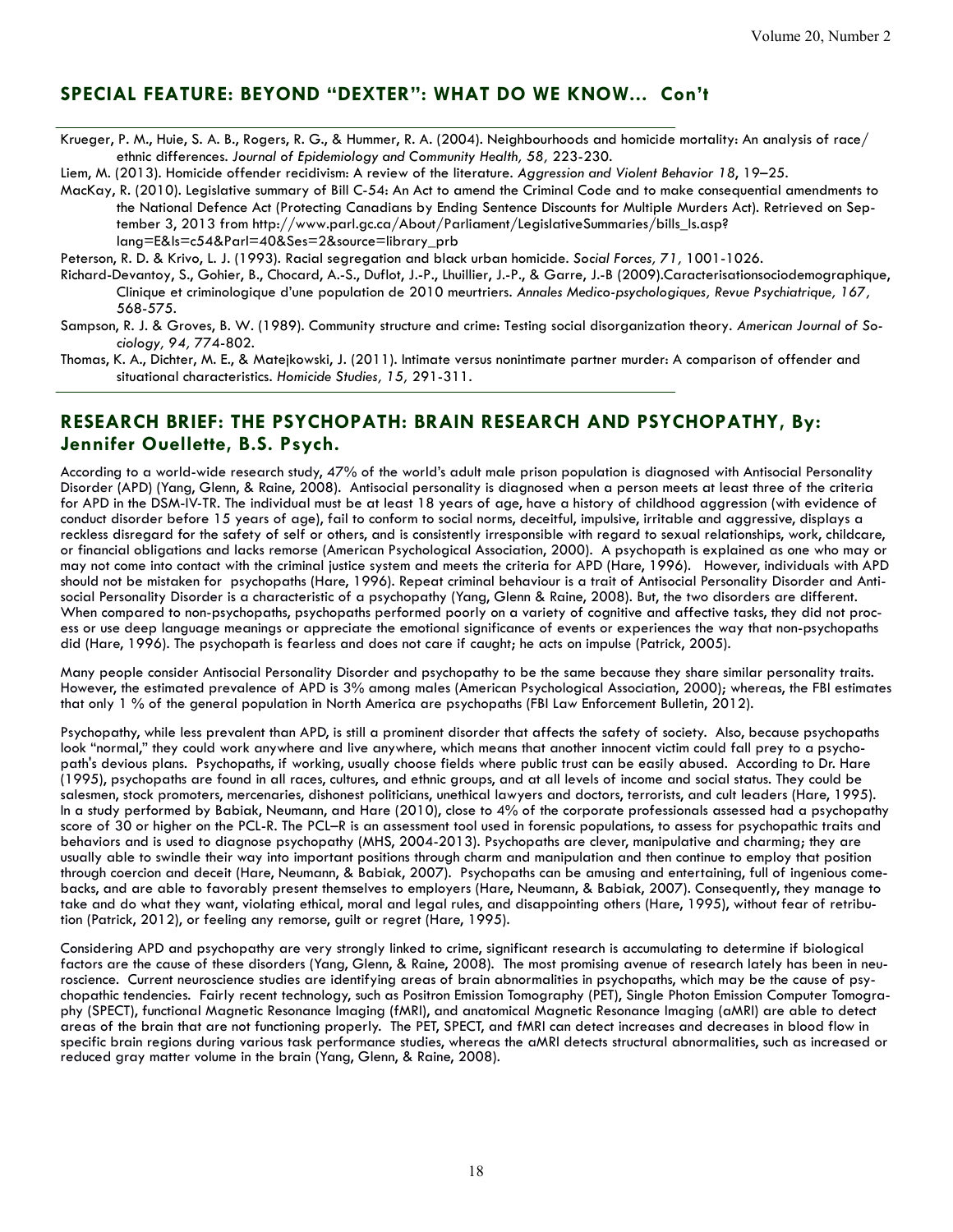## SPECIAL FEATURE: BEYOND "DEXTER": WHAT DO WE KNOW… Con't

Krueger, P. M., Huie, S. A. B., Rogers, R. G., & Hummer, R. A. (2004). Neighbourhoods and homicide mortality: An analysis of race/ ethnic differences. *Journal of Epidemiology and Community Health, 58,* 223-230.

Liem, M. (2013). Homicide offender recidivism: A review of the literature. *Aggression and Violent Behavior 18*, 19–25.

MacKay, R. (2010). Legislative summary of Bill C-54: An Act to amend the Criminal Code and to make consequential amendments to the National Defence Act (Protecting Canadians by Ending Sentence Discounts for Multiple Murders Act). Retrieved on September 3, 2013 from http://www.parl.gc.ca/About/Parliament/LegislativeSummaries/bills_ls.asp?lang=E&ls=c54&Parl=40&Ses=2&source=library_prb

Peterson, R. D. & Krivo, L. J. (1993). Racial segregation and black urban homicide. *Social Forces, 71,* 1001-1026.

Richard-Devantoy, S., Gohier, B., Chocard, A.-S., Duflot, J.-P., Lhuillier, J.-P., & Garre, J.-B (2009).Caracterisationsociodemographique, Clinique et criminologique d'une population de 2010 meurtriers. *Annales Medico-psychologiques, Revue Psychiatrique, 167,* 568-575.

Sampson, R. J. & Groves, B. W. (1989). Community structure and crime: Testing social disorganization theory. *American Journal of Sociology, 94,* 774-802.

Thomas, K. A., Dichter, M. E., & Matejkowski, J. (2011). Intimate versus nonintimate partner murder: A comparison of offender and situational characteristics. *Homicide Studies, 15,* 291-311.

## RESEARCH BRIEF: THE PSYCHOPATH: BRAIN RESEARCH AND PSYCHOPATHY, By: Jennifer Ouellette, B.S. Psych.

According to a world-wide research study, 47% of the world's adult male prison population is diagnosed with Antisocial Personality Disorder (APD) (Yang, Glenn, & Raine, 2008). Antisocial personality is diagnosed when a person meets at least three of the criteria for APD in the DSM-IV-TR. The individual must be at least 18 years of age, have a history of childhood aggression (with evidence of conduct disorder before 15 years of age), fail to conform to social norms, deceitful, impulsive, irritable and aggressive, displays a reckless disregard for the safety of self or others, and is consistently irresponsible with regard to sexual relationships, work, childcare, or financial obligations and lacks remorse (American Psychological Association, 2000). A psychopath is explained as one who may or may not come into contact with the criminal justice system and meets the criteria for APD (Hare, 1996). However, individuals with APD should not be mistaken for psychopaths (Hare, 1996). Repeat criminal behaviour is a trait of Antisocial Personality Disorder and Antisocial Personality Disorder is a characteristic of a psychopathy (Yang, Glenn & Raine, 2008). But, the two disorders are different. When compared to non-psychopaths, psychopaths performed poorly on a variety of cognitive and affective tasks, they did not process or use deep language meanings or appreciate the emotional significance of events or experiences the way that non-psychopaths did (Hare, 1996). The psychopath is fearless and does not care if caught; he acts on impulse (Patrick, 2005).

Many people consider Antisocial Personality Disorder and psychopathy to be the same because they share similar personality traits. However, the estimated prevalence of APD is 3% among males (American Psychological Association, 2000); whereas, the FBI estimates that only 1 % of the general population in North America are psychopaths (FBI Law Enforcement Bulletin, 2012).

Psychopathy, while less prevalent than APD, is still a prominent disorder that affects the safety of society. Also, because psychopaths look "normal," they could work anywhere and live anywhere, which means that another innocent victim could fall prey to a psychopath's devious plans. Psychopaths, if working, usually choose fields where public trust can be easily abused. According to Dr. Hare (1995), psychopaths are found in all races, cultures, and ethnic groups, and at all levels of income and social status. They could be salesmen, stock promoters, mercenaries, dishonest politicians, unethical lawyers and doctors, terrorists, and cult leaders (Hare, 1995). In a study performed by Babiak, Neumann, and Hare (2010), close to 4% of the corporate professionals assessed had a psychopathy score of 30 or higher on the PCL-R. The PCL–R is an assessment tool used in forensic populations, to assess for psychopathic traits and behaviors and is used to diagnose psychopathy (MHS, 2004-2013). Psychopaths are clever, manipulative and charming; they are usually able to swindle their way into important positions through charm and manipulation and then continue to employ that position through coercion and deceit (Hare, Neumann, & Babiak, 2007). Psychopaths can be amusing and entertaining, full of ingenious comebacks, and are able to favorably present themselves to employers (Hare, Neumann, & Babiak, 2007). Consequently, they manage to take and do what they want, violating ethical, moral and legal rules, and disappointing others (Hare, 1995), without fear of retribution (Patrick, 2012), or feeling any remorse, guilt or regret (Hare, 1995).

Considering APD and psychopathy are very strongly linked to crime, significant research is accumulating to determine if biological factors are the cause of these disorders (Yang, Glenn, & Raine, 2008). The most promising avenue of research lately has been in neuroscience. Current neuroscience studies are identifying areas of brain abnormalities in psychopaths, which may be the cause of psychopathic tendencies. Fairly recent technology, such as Positron Emission Tomography (PET), Single Photon Emission Computer Tomography (SPECT), functional Magnetic Resonance Imaging (fMRI), and anatomical Magnetic Resonance Imaging (aMRI) are able to detect areas of the brain that are not functioning properly. The PET, SPECT, and fMRI can detect increases and decreases in blood flow in specific brain regions during various task performance studies, whereas the aMRI detects structural abnormalities, such as increased or reduced gray matter volume in the brain (Yang, Glenn, & Raine, 2008).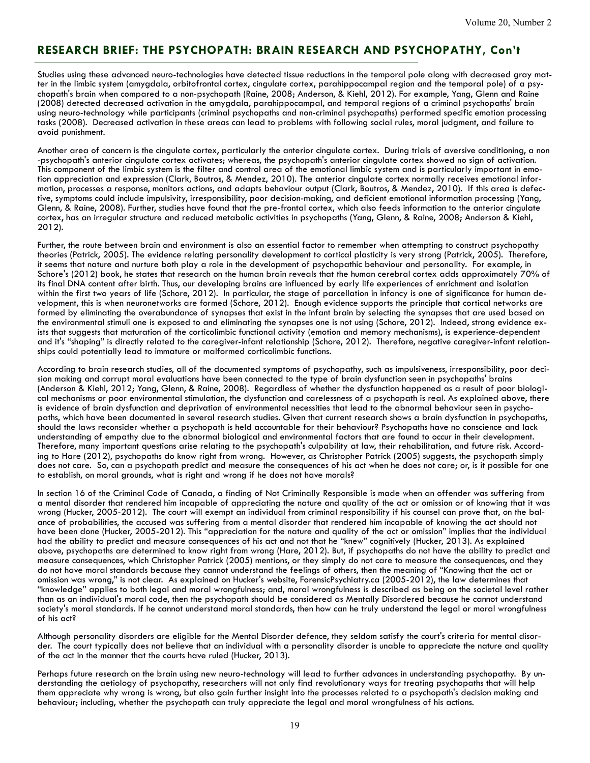## RESEARCH BRIEF: THE PSYCHOPATH: BRAIN RESEARCH AND PSYCHOPATHY, Con't

Studies using these advanced neuro-technologies have detected tissue reductions in the temporal pole along with decreased gray matter in the limbic system (amygdala, orbitofrontal cortex, cingulate cortex, parahippocampal region and the temporal pole) of a psychopath's brain when compared to a non-psychopath (Raine, 2008; Anderson, & Kiehl, 2012). For example, Yang, Glenn and Raine (2008) detected decreased activation in the amygdala, parahippocampal, and temporal regions of a criminal psychopaths' brain using neuro-technology while participants (criminal psychopaths and non-criminal psychopaths) performed specific emotion processing tasks (2008). Decreased activation in these areas can lead to problems with following social rules, moral judgment, and failure to avoid punishment.

Another area of concern is the cingulate cortex, particularly the anterior cingulate cortex. During trials of aversive conditioning, a non-psychopath's anterior cingulate cortex activates; whereas, the psychopath's anterior cingulate cortex showed no sign of activation. This component of the limbic system is the filter and control area of the emotional limbic system and is particularly important in emotion appreciation and expression (Clark, Boutros, & Mendez, 2010). The anterior cingulate cortex normally receives emotional information, processes a response, monitors actions, and adapts behaviour output (Clark, Boutros, & Mendez, 2010). If this area is defective, symptoms could include impulsivity, irresponsibility, poor decision-making, and deficient emotional information processing (Yang, Glenn, & Raine, 2008). Further, studies have found that the pre-frontal cortex, which also feeds information to the anterior cingulate cortex, has an irregular structure and reduced metabolic activities in psychopaths (Yang, Glenn, & Raine, 2008; Anderson & Kiehl, 2012).

Further, the route between brain and environment is also an essential factor to remember when attempting to construct psychopathy theories (Patrick, 2005). The evidence relating personality development to cortical plasticity is very strong (Patrick, 2005). Therefore, it seems that nature and nurture both play a role in the development of psychopathic behaviour and personality. For example, in Schore's (2012) book, he states that research on the human brain reveals that the human cerebral cortex adds approximately 70% of its final DNA content after birth. Thus, our developing brains are influenced by early life experiences of enrichment and isolation within the first two years of life (Schore, 2012). In particular, the stage of parcellation in infancy is one of significance for human development, this is when neuronetworks are formed (Schore, 2012). Enough evidence supports the principle that cortical networks are formed by eliminating the overabundance of synapses that exist in the infant brain by selecting the synapses that are used based on the environmental stimuli one is exposed to and eliminating the synapses one is not using (Schore, 2012). Indeed, strong evidence exists that suggests that maturation of the corticolimbic functional activity (emotion and memory mechanisms), is experience-dependent and it's "shaping" is directly related to the caregiver-infant relationship (Schore, 2012). Therefore, negative caregiver-infant relationships could potentially lead to immature or malformed corticolimbic functions.

According to brain research studies, all of the documented symptoms of psychopathy, such as impulsiveness, irresponsibility, poor decision making and corrupt moral evaluations have been connected to the type of brain dysfunction seen in psychopaths' brains (Anderson & Kiehl, 2012; Yang, Glenn, & Raine, 2008). Regardless of whether the dysfunction happened as a result of poor biological mechanisms or poor environmental stimulation, the dysfunction and carelessness of a psychopath is real. As explained above, there is evidence of brain dysfunction and deprivation of environmental necessities that lead to the abnormal behaviour seen in psychopaths, which have been documented in several research studies. Given that current research shows a brain dysfunction in psychopaths, should the laws reconsider whether a psychopath is held accountable for their behaviour? Psychopaths have no conscience and lack understanding of empathy due to the abnormal biological and environmental factors that are found to occur in their development. Therefore, many important questions arise relating to the psychopath's culpability at law, their rehabilitation, and future risk. According to Hare (2012), psychopaths do know right from wrong. However, as Christopher Patrick (2005) suggests, the psychopath simply does not care. So, can a psychopath predict and measure the consequences of his act when he does not care; or, is it possible for one to establish, on moral grounds, what is right and wrong if he does not have morals?

In section 16 of the Criminal Code of Canada, a finding of Not Criminally Responsible is made when an offender was suffering from a mental disorder that rendered him incapable of appreciating the nature and quality of the act or omission or of knowing that it was wrong (Hucker, 2005-2012). The court will exempt an individual from criminal responsibility if his counsel can prove that, on the balance of probabilities, the accused was suffering from a mental disorder that rendered him incapable of knowing the act should not have been done (Hucker, 2005-2012). This "appreciation for the nature and quality of the act or omission" implies that the individual had the ability to predict and measure consequences of his act and not that he "knew" cognitively (Hucker, 2013). As explained above, psychopaths are determined to know right from wrong (Hare, 2012). But, if psychopaths do not have the ability to predict and measure consequences, which Christopher Patrick (2005) mentions, or they simply do not care to measure the consequences, and they do not have moral standards because they cannot understand the feelings of others, then the meaning of "Knowing that the act or omission was wrong," is not clear. As explained on Hucker's website, ForensicPsychiatry.ca (2005-2012), the law determines that "knowledge" applies to both legal and moral wrongfulness; and, moral wrongfulness is described as being on the societal level rather than as an individual's moral code, then the psychopath should be considered as Mentally Disordered because he cannot understand society's moral standards. If he cannot understand moral standards, then how can he truly understand the legal or moral wrongfulness of his act?

Although personality disorders are eligible for the Mental Disorder defence, they seldom satisfy the court's criteria for mental disorder. The court typically does not believe that an individual with a personality disorder is unable to appreciate the nature and quality of the act in the manner that the courts have ruled (Hucker, 2013).

Perhaps future research on the brain using new neuro-technology will lead to further advances in understanding psychopathy. By understanding the aetiology of psychopathy, researchers will not only find revolutionary ways for treating psychopaths that will help them appreciate why wrong is wrong, but also gain further insight into the processes related to a psychopath's decision making and behaviour; including, whether the psychopath can truly appreciate the legal and moral wrongfulness of his actions.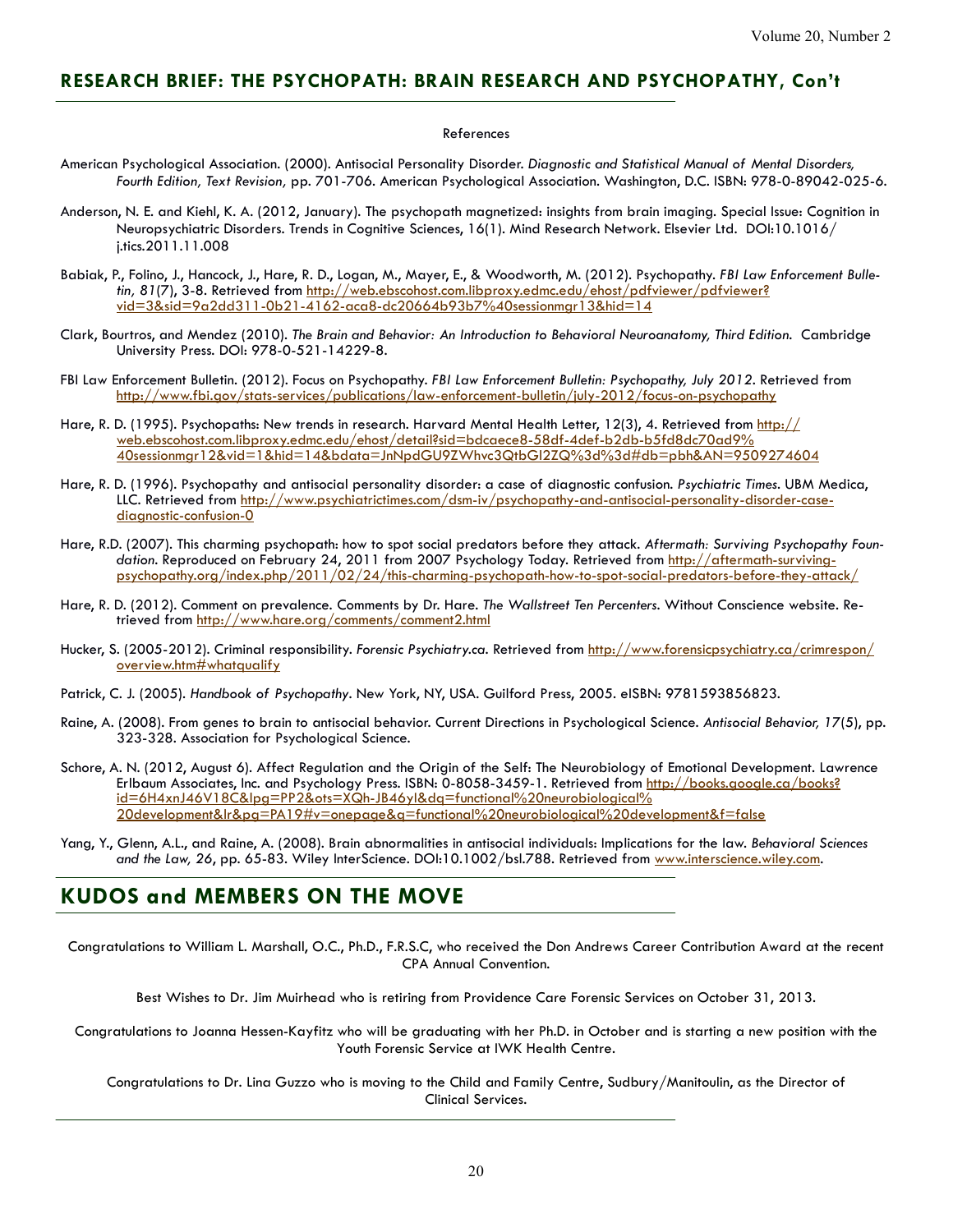## RESEARCH BRIEF: THE PSYCHOPATH: BRAIN RESEARCH AND PSYCHOPATHY, Con't

References

American Psychological Association. (2000). Antisocial Personality Disorder. *Diagnostic and Statistical Manual of Mental Disorders, Fourth Edition, Text Revision,* pp. 701-706. American Psychological Association. Washington, D.C. ISBN: 978-0-89042-025-6.

Anderson, N. E. and Kiehl, K. A. (2012, January). The psychopath magnetized: insights from brain imaging. Special Issue: Cognition in Neuropsychiatric Disorders. Trends in Cognitive Sciences, 16(1). Mind Research Network. Elsevier Ltd. DOI:10.1016/j.tics.2011.11.008

Babiak, P., Folino, J., Hancock, J., Hare, R. D., Logan, M., Mayer, E., & Woodworth, M. (2012). Psychopathy. *FBI Law Enforcement Bulletin, 81*(7), 3-8. Retrieved from http://web.ebscohost.com.libproxy.edmc.edu/ehost/pdfviewer/pdfviewer?vid=3&sid=9a2dd311-0b21-4162-aca8-dc20664b93b7%40sessionmgr13&hid=14

Clark, Bourtros, and Mendez (2010). *The Brain and Behavior: An Introduction to Behavioral Neuroanatomy, Third Edition.* Cambridge University Press. DOI: 978-0-521-14229-8.

FBI Law Enforcement Bulletin. (2012). Focus on Psychopathy. *FBI Law Enforcement Bulletin: Psychopathy, July 2012*. Retrieved from http://www.fbi.gov/stats-services/publications/law-enforcement-bulletin/july-2012/focus-on-psychopathy

Hare, R. D. (1995). Psychopaths: New trends in research. Harvard Mental Health Letter, 12(3), 4. Retrieved from http://web.ebscohost.com.libproxy.edmc.edu/ehost/detail?sid=bdcaece8-58df-4def-b2db-b5fd8dc70ad9%40sessionmgr12&vid=1&hid=14&bdata=JnNpdGU9ZWhvc3QtbGl2ZQ%3d%3d#db=pbh&AN=9509274604

Hare, R. D. (1996). Psychopathy and antisocial personality disorder: a case of diagnostic confusion. *Psychiatric Times*. UBM Medica, LLC. Retrieved from http://www.psychiatrictimes.com/dsm-iv/psychopathy-and-antisocial-personality-disorder-case-diagnostic-confusion-0

Hare, R.D. (2007). This charming psychopath: how to spot social predators before they attack. *Aftermath: Surviving Psychopathy Foundation*. Reproduced on February 24, 2011 from 2007 Psychology Today. Retrieved from http://aftermath-surviving-psychopathy.org/index.php/2011/02/24/this-charming-psychopath-how-to-spot-social-predators-before-they-attack/

Hare, R. D. (2012). Comment on prevalence. Comments by Dr. Hare. *The Wallstreet Ten Percenters*. Without Conscience website. Retrieved from http://www.hare.org/comments/comment2.html

Hucker, S. (2005-2012). Criminal responsibility. *Forensic Psychiatry.ca*. Retrieved from http://www.forensicpsychiatry.ca/crimrespon/overview.htm#whatqualify

Patrick, C. J. (2005). *Handbook of Psychopathy*. New York, NY, USA. Guilford Press, 2005. eISBN: 9781593856823.

Raine, A. (2008). From genes to brain to antisocial behavior. Current Directions in Psychological Science. *Antisocial Behavior, 17*(5), pp. 323-328. Association for Psychological Science.

Schore, A. N. (2012, August 6). Affect Regulation and the Origin of the Self: The Neurobiology of Emotional Development. Lawrence Erlbaum Associates, Inc. and Psychology Press. ISBN: 0-8058-3459-1. Retrieved from http://books.google.ca/books?id=6H4xnJ46V18C&lpg=PP2&ots=XQh-JB46yI&dq=functional%20neurobiological%20development&lr&pg=PA19#v=onepage&q=functional%20neurobiological%20development&f=false

Yang, Y., Glenn, A.L., and Raine, A. (2008). Brain abnormalities in antisocial individuals: Implications for the law. *Behavioral Sciences and the Law, 26*, pp. 65-83. Wiley InterScience. DOI:10.1002/bsl.788. Retrieved from www.interscience.wiley.com.

## KUDOS and MEMBERS ON THE MOVE

Congratulations to William L. Marshall, O.C., Ph.D., F.R.S.C, who received the Don Andrews Career Contribution Award at the recent CPA Annual Convention.

Best Wishes to Dr. Jim Muirhead who is retiring from Providence Care Forensic Services on October 31, 2013.

Congratulations to Joanna Hessen-Kayfitz who will be graduating with her Ph.D. in October and is starting a new position with the Youth Forensic Service at IWK Health Centre.

Congratulations to Dr. Lina Guzzo who is moving to the Child and Family Centre, Sudbury/Manitoulin, as the Director of Clinical Services.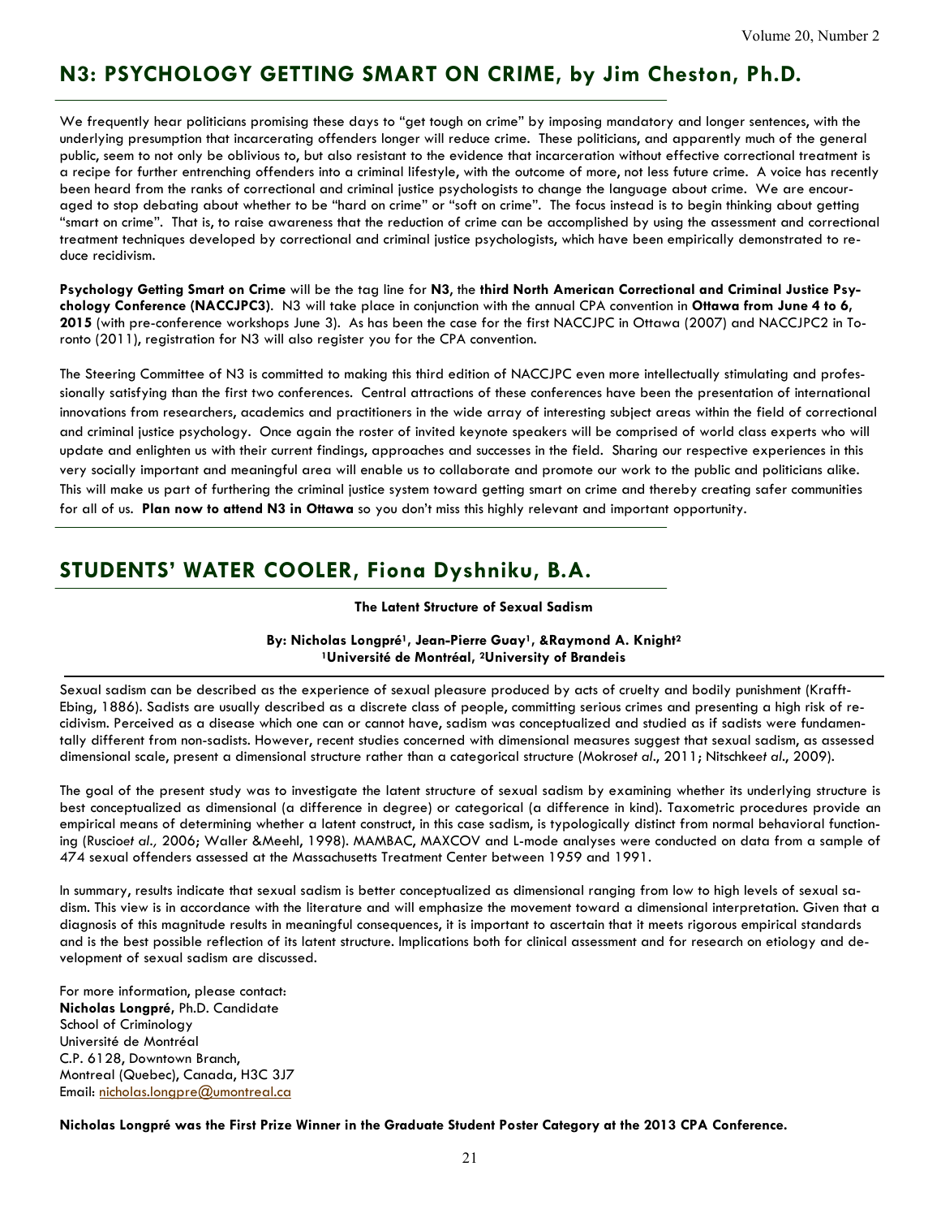## N3: PSYCHOLOGY GETTING SMART ON CRIME, by Jim Cheston, Ph.D.

We frequently hear politicians promising these days to "get tough on crime" by imposing mandatory and longer sentences, with the underlying presumption that incarcerating offenders longer will reduce crime. These politicians, and apparently much of the general public, seem to not only be oblivious to, but also resistant to the evidence that incarceration without effective correctional treatment is a recipe for further entrenching offenders into a criminal lifestyle, with the outcome of more, not less future crime. A voice has recently been heard from the ranks of correctional and criminal justice psychologists to change the language about crime. We are encouraged to stop debating about whether to be "hard on crime" or "soft on crime". The focus instead is to begin thinking about getting "smart on crime". That is, to raise awareness that the reduction of crime can be accomplished by using the assessment and correctional treatment techniques developed by correctional and criminal justice psychologists, which have been empirically demonstrated to reduce recidivism.

**Psychology Getting Smart on Crime** will be the tag line for **N3**, the **third North American Correctional and Criminal Justice Psychology Conference (NACCJPC3)**. N3 will take place in conjunction with the annual CPA convention in **Ottawa from June 4 to 6, 2015** (with pre-conference workshops June 3). As has been the case for the first NACCJPC in Ottawa (2007) and NACCJPC2 in Toronto (2011), registration for N3 will also register you for the CPA convention.

The Steering Committee of N3 is committed to making this third edition of NACCJPC even more intellectually stimulating and professionally satisfying than the first two conferences. Central attractions of these conferences have been the presentation of international innovations from researchers, academics and practitioners in the wide array of interesting subject areas within the field of correctional and criminal justice psychology. Once again the roster of invited keynote speakers will be comprised of world class experts who will update and enlighten us with their current findings, approaches and successes in the field. Sharing our respective experiences in this very socially important and meaningful area will enable us to collaborate and promote our work to the public and politicians alike. This will make us part of furthering the criminal justice system toward getting smart on crime and thereby creating safer communities for all of us. **Plan now to attend N3 in Ottawa** so you don't miss this highly relevant and important opportunity.

## STUDENTS' WATER COOLER, Fiona Dyshniku, B.A.

### The Latent Structure of Sexual Sadism

**By: Nicholas Longpré[1], Jean-Pierre Guay[1], &Raymond A. Knight[2]**
**[1]Université de Montréal, [2]University of Brandeis**

Sexual sadism can be described as the experience of sexual pleasure produced by acts of cruelty and bodily punishment (Krafft-Ebing, 1886). Sadists are usually described as a discrete class of people, committing serious crimes and presenting a high risk of recidivism. Perceived as a disease which one can or cannot have, sadism was conceptualized and studied as if sadists were fundamentally different from non-sadists. However, recent studies concerned with dimensional measures suggest that sexual sadism, as assessed dimensional scale, present a dimensional structure rather than a categorical structure (Mokros*et al.*, 2011; Nitschke*et al.*, 2009).

The goal of the present study was to investigate the latent structure of sexual sadism by examining whether its underlying structure is best conceptualized as dimensional (a difference in degree) or categorical (a difference in kind). Taxometric procedures provide an empirical means of determining whether a latent construct, in this case sadism, is typologically distinct from normal behavioral functioning (Ruscio*et al.,* 2006; Waller &Meehl, 1998). MAMBAC, MAXCOV and L-mode analyses were conducted on data from a sample of 474 sexual offenders assessed at the Massachusetts Treatment Center between 1959 and 1991.

In summary, results indicate that sexual sadism is better conceptualized as dimensional ranging from low to high levels of sexual sadism. This view is in accordance with the literature and will emphasize the movement toward a dimensional interpretation. Given that a diagnosis of this magnitude results in meaningful consequences, it is important to ascertain that it meets rigorous empirical standards and is the best possible reflection of its latent structure. Implications both for clinical assessment and for research on etiology and development of sexual sadism are discussed.

For more information, please contact:
**Nicholas Longpré,** Ph.D. Candidate
School of Criminology
Université de Montréal
C.P. 6128, Downtown Branch,
Montreal (Quebec), Canada, H3C 3J7
Email: nicholas.longpre@umontreal.ca

**Nicholas Longpré was the First Prize Winner in the Graduate Student Poster Category at the 2013 CPA Conference.**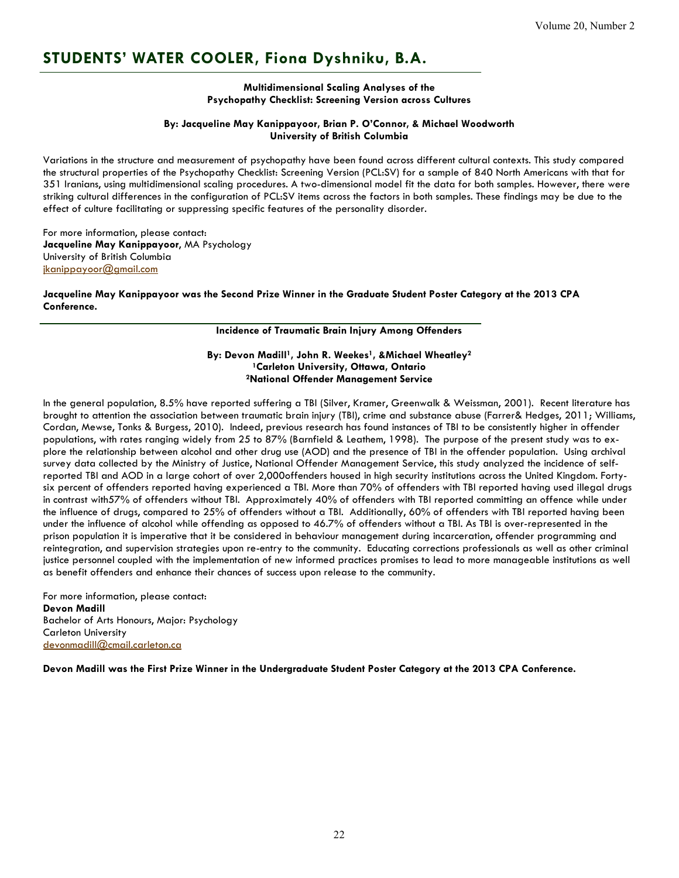# STUDENTS' WATER COOLER, Fiona Dyshniku, B.A.

**Multidimensional Scaling Analyses of the Psychopathy Checklist: Screening Version across Cultures**

**By: Jacqueline May Kanippayoor, Brian P. O'Connor, & Michael Woodworth**
**University of British Columbia**

Variations in the structure and measurement of psychopathy have been found across different cultural contexts. This study compared the structural properties of the Psychopathy Checklist: Screening Version (PCL:SV) for a sample of 840 North Americans with that for 351 Iranians, using multidimensional scaling procedures. A two-dimensional model fit the data for both samples. However, there were striking cultural differences in the configuration of PCL:SV items across the factors in both samples. These findings may be due to the effect of culture facilitating or suppressing specific features of the personality disorder.

For more information, please contact:
**Jacqueline May Kanippayoor**, MA Psychology
University of British Columbia
jkanippayoor@gmail.com

**Jacqueline May Kanippayoor was the Second Prize Winner in the Graduate Student Poster Category at the 2013 CPA Conference.**

---

**Incidence of Traumatic Brain Injury Among Offenders**

**By: Devon Madill[1], John R. Weekes[1], &Michael Wheatley[2]**
**[1]Carleton University, Ottawa, Ontario**
**[2]National Offender Management Service**

In the general population, 8.5% have reported suffering a TBI (Silver, Kramer, Greenwalk & Weissman, 2001). Recent literature has brought to attention the association between traumatic brain injury (TBI), crime and substance abuse (Farrer& Hedges, 2011; Williams, Cordan, Mewse, Tonks & Burgess, 2010). Indeed, previous research has found instances of TBI to be consistently higher in offender populations, with rates ranging widely from 25 to 87% (Barnfield & Leathem, 1998). The purpose of the present study was to explore the relationship between alcohol and other drug use (AOD) and the presence of TBI in the offender population. Using archival survey data collected by the Ministry of Justice, National Offender Management Service, this study analyzed the incidence of self-reported TBI and AOD in a large cohort of over 2,000offenders housed in high security institutions across the United Kingdom. Forty-six percent of offenders reported having experienced a TBI. More than 70% of offenders with TBI reported having used illegal drugs in contrast with57% of offenders without TBI. Approximately 40% of offenders with TBI reported committing an offence while under the influence of drugs, compared to 25% of offenders without a TBI. Additionally, 60% of offenders with TBI reported having been under the influence of alcohol while offending as opposed to 46.7% of offenders without a TBI. As TBI is over-represented in the prison population it is imperative that it be considered in behaviour management during incarceration, offender programming and reintegration, and supervision strategies upon re-entry to the community. Educating corrections professionals as well as other criminal justice personnel coupled with the implementation of new informed practices promises to lead to more manageable institutions as well as benefit offenders and enhance their chances of success upon release to the community.

For more information, please contact:
**Devon Madill**
Bachelor of Arts Honours, Major: Psychology
Carleton University
devonmadill@cmail.carleton.ca

**Devon Madill was the First Prize Winner in the Undergraduate Student Poster Category at the 2013 CPA Conference.**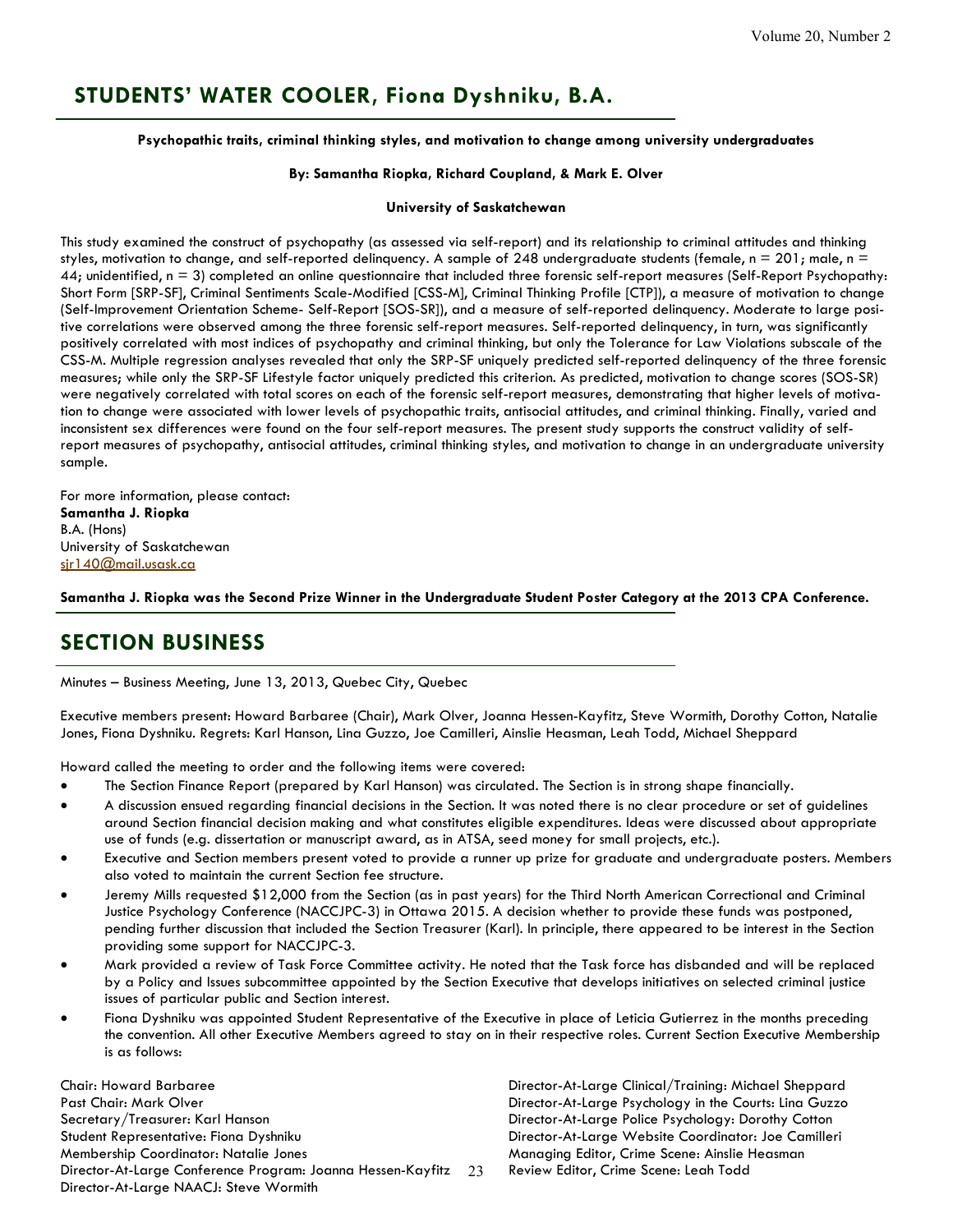## STUDENTS' WATER COOLER, Fiona Dyshniku, B.A.

**Psychopathic traits, criminal thinking styles, and motivation to change among university undergraduates**

**By: Samantha Riopka, Richard Coupland, & Mark E. Olver**

**University of Saskatchewan**

This study examined the construct of psychopathy (as assessed via self-report) and its relationship to criminal attitudes and thinking styles, motivation to change, and self-reported delinquency. A sample of 248 undergraduate students (female, n = 201; male, n = 44; unidentified, n = 3) completed an online questionnaire that included three forensic self-report measures (Self-Report Psychopathy: Short Form [SRP-SF], Criminal Sentiments Scale-Modified [CSS-M], Criminal Thinking Profile [CTP]), a measure of motivation to change (Self-Improvement Orientation Scheme- Self-Report [SOS-SR]), and a measure of self-reported delinquency. Moderate to large positive correlations were observed among the three forensic self-report measures. Self-reported delinquency, in turn, was significantly positively correlated with most indices of psychopathy and criminal thinking, but only the Tolerance for Law Violations subscale of the CSS-M. Multiple regression analyses revealed that only the SRP-SF uniquely predicted self-reported delinquency of the three forensic measures; while only the SRP-SF Lifestyle factor uniquely predicted this criterion. As predicted, motivation to change scores (SOS-SR) were negatively correlated with total scores on each of the forensic self-report measures, demonstrating that higher levels of motivation to change were associated with lower levels of psychopathic traits, antisocial attitudes, and criminal thinking. Finally, varied and inconsistent sex differences were found on the four self-report measures. The present study supports the construct validity of self-report measures of psychopathy, antisocial attitudes, criminal thinking styles, and motivation to change in an undergraduate university sample.

For more information, please contact:
**Samantha J. Riopka**
B.A. (Hons)
University of Saskatchewan
sjr140@mail.usask.ca

**Samantha J. Riopka was the Second Prize Winner in the Undergraduate Student Poster Category at the 2013 CPA Conference.**

## SECTION BUSINESS

Minutes – Business Meeting, June 13, 2013, Quebec City, Quebec

Executive members present: Howard Barbaree (Chair), Mark Olver, Joanna Hessen-Kayfitz, Steve Wormith, Dorothy Cotton, Natalie Jones, Fiona Dyshniku. Regrets: Karl Hanson, Lina Guzzo, Joe Camilleri, Ainslie Heasman, Leah Todd, Michael Sheppard

Howard called the meeting to order and the following items were covered:

- The Section Finance Report (prepared by Karl Hanson) was circulated. The Section is in strong shape financially.
- A discussion ensued regarding financial decisions in the Section. It was noted there is no clear procedure or set of guidelines around Section financial decision making and what constitutes eligible expenditures. Ideas were discussed about appropriate use of funds (e.g. dissertation or manuscript award, as in ATSA, seed money for small projects, etc.).
- Executive and Section members present voted to provide a runner up prize for graduate and undergraduate posters. Members also voted to maintain the current Section fee structure.
- Jeremy Mills requested $12,000 from the Section (as in past years) for the Third North American Correctional and Criminal Justice Psychology Conference (NACCJPC-3) in Ottawa 2015. A decision whether to provide these funds was postponed, pending further discussion that included the Section Treasurer (Karl). In principle, there appeared to be interest in the Section providing some support for NACCJPC-3.
- Mark provided a review of Task Force Committee activity. He noted that the Task force has disbanded and will be replaced by a Policy and Issues subcommittee appointed by the Section Executive that develops initiatives on selected criminal justice issues of particular public and Section interest.
- Fiona Dyshniku was appointed Student Representative of the Executive in place of Leticia Gutierrez in the months preceding the convention. All other Executive Members agreed to stay on in their respective roles. Current Section Executive Membership is as follows:

Chair: Howard Barbaree
Past Chair: Mark Olver
Secretary/Treasurer: Karl Hanson
Student Representative: Fiona Dyshniku
Membership Coordinator: Natalie Jones
Director-At-Large Conference Program: Joanna Hessen-Kayfitz
Director-At-Large NAACJ: Steve Wormith
Director-At-Large Clinical/Training: Michael Sheppard
Director-At-Large Psychology in the Courts: Lina Guzzo
Director-At-Large Police Psychology: Dorothy Cotton
Director-At-Large Website Coordinator: Joe Camilleri
Managing Editor, Crime Scene: Ainslie Heasman
Review Editor, Crime Scene: Leah Todd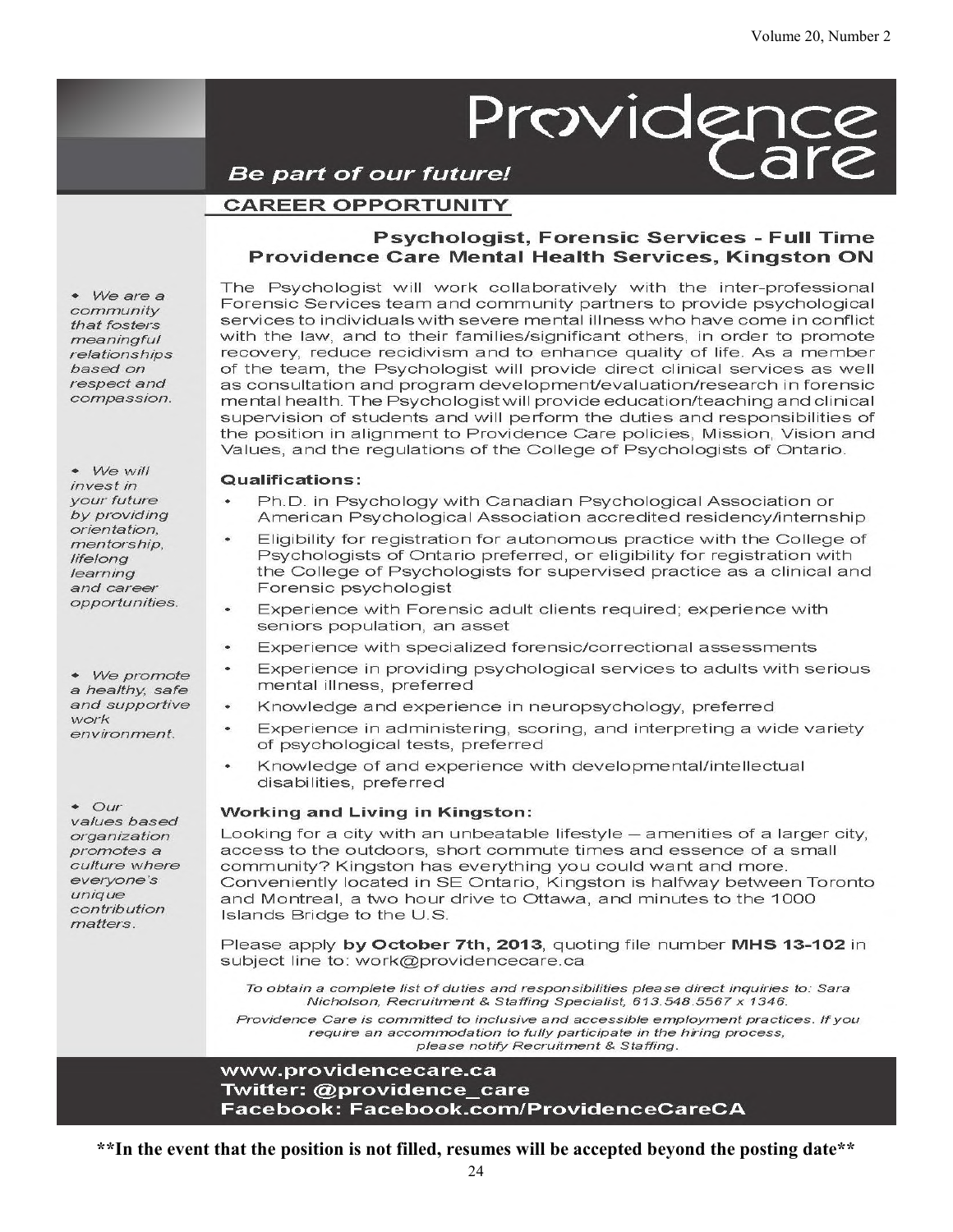Providence Care

*Be part of our future!*

## CAREER OPPORTUNITY

### Psychologist, Forensic Services - Full Time
### Providence Care Mental Health Services, Kingston ON

- *We are a community that fosters meaningful relationships based on respect and compassion.*
- *We will invest in your future by providing orientation, mentorship, lifelong learning and career opportunities.*
- *We promote a healthy, safe and supportive work environment.*
- *Our values based organization promotes a culture where everyone's unique contribution matters.*

The Psychologist will work collaboratively with the inter-professional Forensic Services team and community partners to provide psychological services to individuals with severe mental illness who have come in conflict with the law, and to their families/significant others, in order to promote recovery, reduce recidivism and to enhance quality of life. As a member of the team, the Psychologist will provide direct clinical services as well as consultation and program development/evaluation/research in forensic mental health. The Psychologist will provide education/teaching and clinical supervision of students and will perform the duties and responsibilities of the position in alignment to Providence Care policies, Mission, Vision and Values, and the regulations of the College of Psychologists of Ontario.

**Qualifications:**

- Ph.D. in Psychology with Canadian Psychological Association or American Psychological Association accredited residency/internship
- Eligibility for registration for autonomous practice with the College of Psychologists of Ontario preferred, or eligibility for registration with the College of Psychologists for supervised practice as a clinical and Forensic psychologist
- Experience with Forensic adult clients required; experience with seniors population, an asset
- Experience with specialized forensic/correctional assessments
- Experience in providing psychological services to adults with serious mental illness, preferred
- Knowledge and experience in neuropsychology, preferred
- Experience in administering, scoring, and interpreting a wide variety of psychological tests, preferred
- Knowledge of and experience with developmental/intellectual disabilities, preferred

**Working and Living in Kingston:**

Looking for a city with an unbeatable lifestyle – amenities of a larger city, access to the outdoors, short commute times and essence of a small community? Kingston has everything you could want and more. Conveniently located in SE Ontario, Kingston is halfway between Toronto and Montreal, a two hour drive to Ottawa, and minutes to the 1000 Islands Bridge to the U.S.

Please apply **by October 7th, 2013**, quoting file number **MHS 13-102** in subject line to: work@providencecare.ca

*To obtain a complete list of duties and responsibilities please direct inquiries to: Sara Nicholson, Recruitment & Staffing Specialist, 613.548.5567 x 1346.*

*Providence Care is committed to inclusive and accessible employment practices. If you require an accommodation to fully participate in the hiring process, please notify Recruitment & Staffing.*

**www.providencecare.ca**
**Twitter: @providence_care**
**Facebook: Facebook.com/ProvidenceCareCA**

**\*\*In the event that the position is not filled, resumes will be accepted beyond the posting date\*\***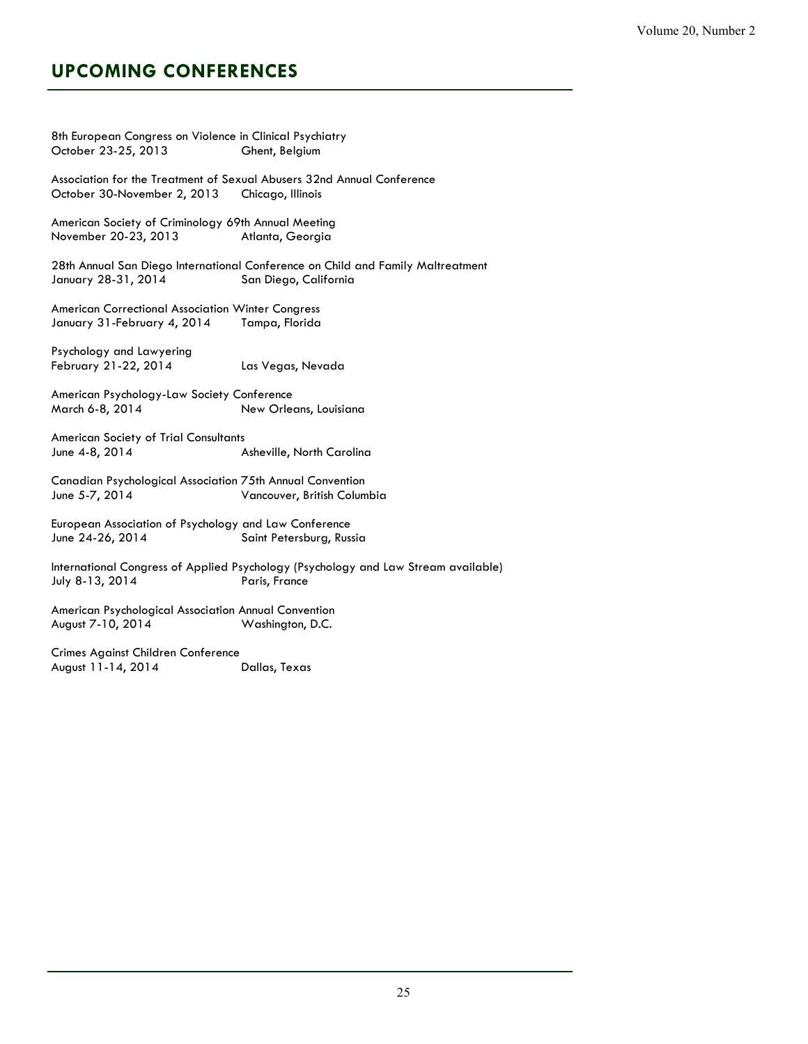## UPCOMING CONFERENCES

8th European Congress on Violence in Clinical Psychiatry
October 23-25, 2013 — Ghent, Belgium

Association for the Treatment of Sexual Abusers 32nd Annual Conference
October 30-November 2, 2013 — Chicago, Illinois

American Society of Criminology 69th Annual Meeting
November 20-23, 2013 — Atlanta, Georgia

28th Annual San Diego International Conference on Child and Family Maltreatment
January 28-31, 2014 — San Diego, California

American Correctional Association Winter Congress
January 31-February 4, 2014 — Tampa, Florida

Psychology and Lawyering
February 21-22, 2014 — Las Vegas, Nevada

American Psychology-Law Society Conference
March 6-8, 2014 — New Orleans, Louisiana

American Society of Trial Consultants
June 4-8, 2014 — Asheville, North Carolina

Canadian Psychological Association 75th Annual Convention
June 5-7, 2014 — Vancouver, British Columbia

European Association of Psychology and Law Conference
June 24-26, 2014 — Saint Petersburg, Russia

International Congress of Applied Psychology (Psychology and Law Stream available)
July 8-13, 2014 — Paris, France

American Psychological Association Annual Convention
August 7-10, 2014 — Washington, D.C.

Crimes Against Children Conference
August 11-14, 2014 — Dallas, Texas